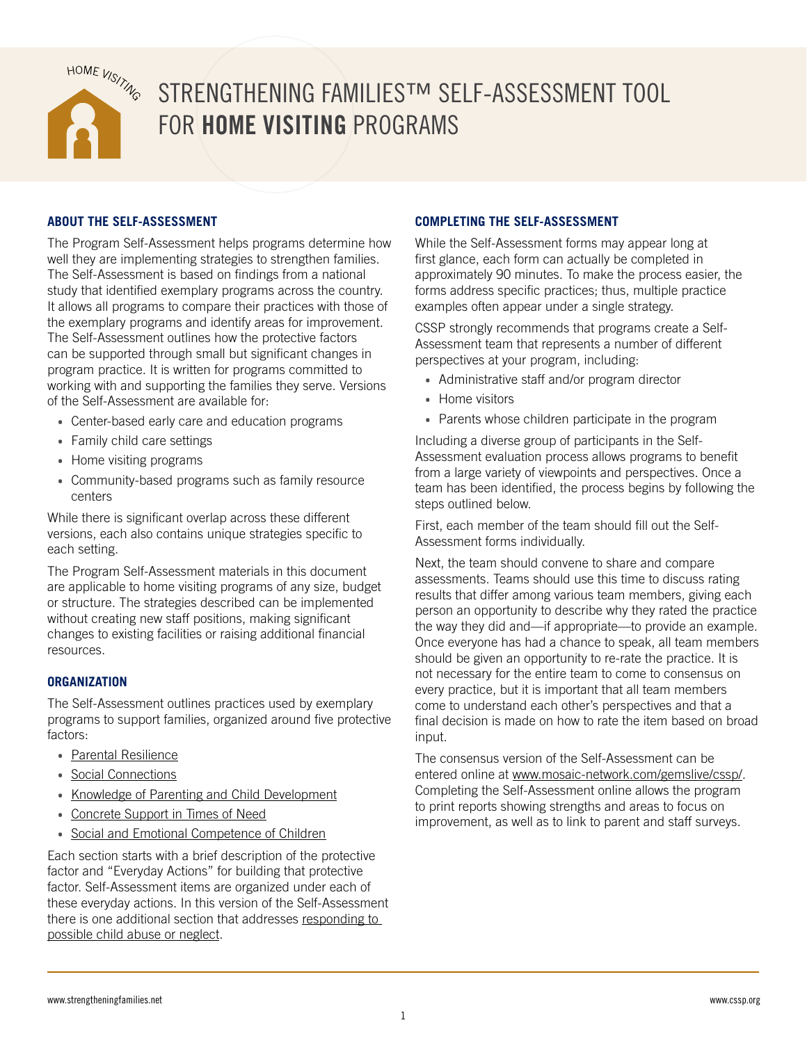# STRENGTHENING FAMILIES™ SELF-ASSESSMENT TOOL FOR **HOME VISITING** PROGRAMS

## ABOUT THE SELF-ASSESSMENT

The Program Self-Assessment helps programs determine how well they are implementing strategies to strengthen families. The Self-Assessment is based on findings from a national study that identified exemplary programs across the country. It allows all programs to compare their practices with those of the exemplary programs and identify areas for improvement. The Self-Assessment outlines how the protective factors can be supported through small but significant changes in program practice. It is written for programs committed to working with and supporting the families they serve. Versions of the Self-Assessment are available for:

- Center-based early care and education programs
- Family child care settings
- Home visiting programs
- Community-based programs such as family resource centers

While there is significant overlap across these different versions, each also contains unique strategies specific to each setting.

The Program Self-Assessment materials in this document are applicable to home visiting programs of any size, budget or structure. The strategies described can be implemented without creating new staff positions, making significant changes to existing facilities or raising additional financial resources.

## ORGANIZATION

The Self-Assessment outlines practices used by exemplary programs to support families, organized around five protective factors:

- Parental Resilience
- Social Connections
- Knowledge of Parenting and Child Development
- Concrete Support in Times of Need
- Social and Emotional Competence of Children

Each section starts with a brief description of the protective factor and "Everyday Actions" for building that protective factor. Self-Assessment items are organized under each of these everyday actions. In this version of the Self-Assessment there is one additional section that addresses responding to possible child abuse or neglect.

## COMPLETING THE SELF-ASSESSMENT

While the Self-Assessment forms may appear long at first glance, each form can actually be completed in approximately 90 minutes. To make the process easier, the forms address specific practices; thus, multiple practice examples often appear under a single strategy.

CSSP strongly recommends that programs create a Self-Assessment team that represents a number of different perspectives at your program, including:

- Administrative staff and/or program director
- Home visitors
- Parents whose children participate in the program

Including a diverse group of participants in the Self-Assessment evaluation process allows programs to benefit from a large variety of viewpoints and perspectives. Once a team has been identified, the process begins by following the steps outlined below.

First, each member of the team should fill out the Self-Assessment forms individually.

Next, the team should convene to share and compare assessments. Teams should use this time to discuss rating results that differ among various team members, giving each person an opportunity to describe why they rated the practice the way they did and—if appropriate—to provide an example. Once everyone has had a chance to speak, all team members should be given an opportunity to re-rate the practice. It is not necessary for the entire team to come to consensus on every practice, but it is important that all team members come to understand each other's perspectives and that a final decision is made on how to rate the item based on broad input.

The consensus version of the Self-Assessment can be entered online at www.mosaic-network.com/gemslive/cssp/. Completing the Self-Assessment online allows the program to print reports showing strengths and areas to focus on improvement, as well as to link to parent and staff surveys.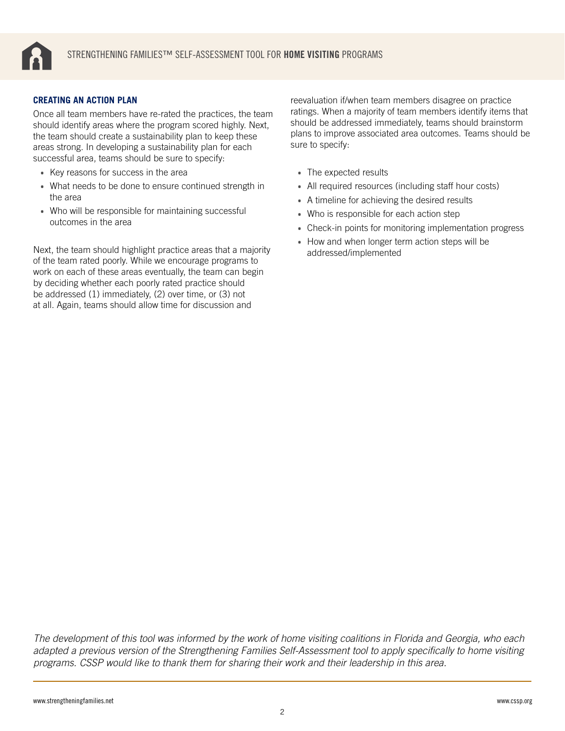### CREATING AN ACTION PLAN

Once all team members have re-rated the practices, the team should identify areas where the program scored highly. Next, the team should create a sustainability plan to keep these areas strong. In developing a sustainability plan for each successful area, teams should be sure to specify:

- Key reasons for success in the area
- What needs to be done to ensure continued strength in the area
- Who will be responsible for maintaining successful outcomes in the area

Next, the team should highlight practice areas that a majority of the team rated poorly. While we encourage programs to work on each of these areas eventually, the team can begin by deciding whether each poorly rated practice should be addressed (1) immediately, (2) over time, or (3) not at all. Again, teams should allow time for discussion and reevaluation if/when team members disagree on practice ratings. When a majority of team members identify items that should be addressed immediately, teams should brainstorm plans to improve associated area outcomes. Teams should be sure to specify:

- The expected results
- All required resources (including staff hour costs)
- A timeline for achieving the desired results
- Who is responsible for each action step
- Check-in points for monitoring implementation progress
- How and when longer term action steps will be addressed/implemented

*The development of this tool was informed by the work of home visiting coalitions in Florida and Georgia, who each adapted a previous version of the Strengthening Families Self-Assessment tool to apply specifically to home visiting programs. CSSP would like to thank them for sharing their work and their leadership in this area.*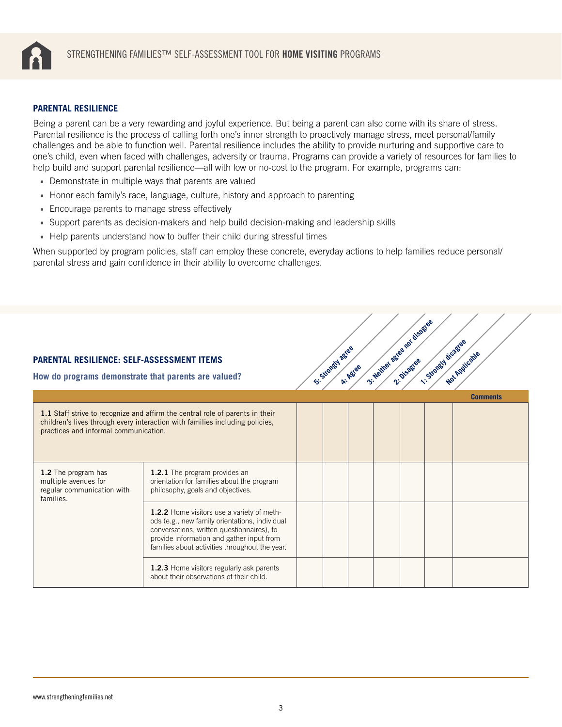## PARENTAL RESILIENCE

Being a parent can be a very rewarding and joyful experience. But being a parent can also come with its share of stress. Parental resilience is the process of calling forth one's inner strength to proactively manage stress, meet personal/family challenges and be able to function well. Parental resilience includes the ability to provide nurturing and supportive care to one's child, even when faced with challenges, adversity or trauma. Programs can provide a variety of resources for families to help build and support parental resilience—all with low or no-cost to the program. For example, programs can:

- Demonstrate in multiple ways that parents are valued
- Honor each family's race, language, culture, history and approach to parenting
- Encourage parents to manage stress effectively
- Support parents as decision-makers and help build decision-making and leadership skills
- Help parents understand how to buffer their child during stressful times

When supported by program policies, staff can employ these concrete, everyday actions to help families reduce personal/parental stress and gain confidence in their ability to overcome challenges.

### PARENTAL RESILIENCE: SELF-ASSESSMENT ITEMS

**How do programs demonstrate that parents are valued?**

| Item | | 5: Strongly agree | 4: Agree | 3: Neither agree nor disagree | 2: Disagree | 1: Strongly disagree | Not Applicable | Comments |
|---|---|---|---|---|---|---|---|---|
| **1.1** Staff strive to recognize and affirm the central role of parents in their children's lives through every interaction with families including policies, practices and informal communication. | | | | | | | | |
| **1.2** The program has multiple avenues for regular communication with families. | **1.2.1** The program provides an orientation for families about the program philosophy, goals and objectives. | | | | | | | |
| | **1.2.2** Home visitors use a variety of methods (e.g., new family orientations, individual conversations, written questionnaires), to provide information and gather input from families about activities throughout the year. | | | | | | | |
| | **1.2.3** Home visitors regularly ask parents about their observations of their child. | | | | | | | |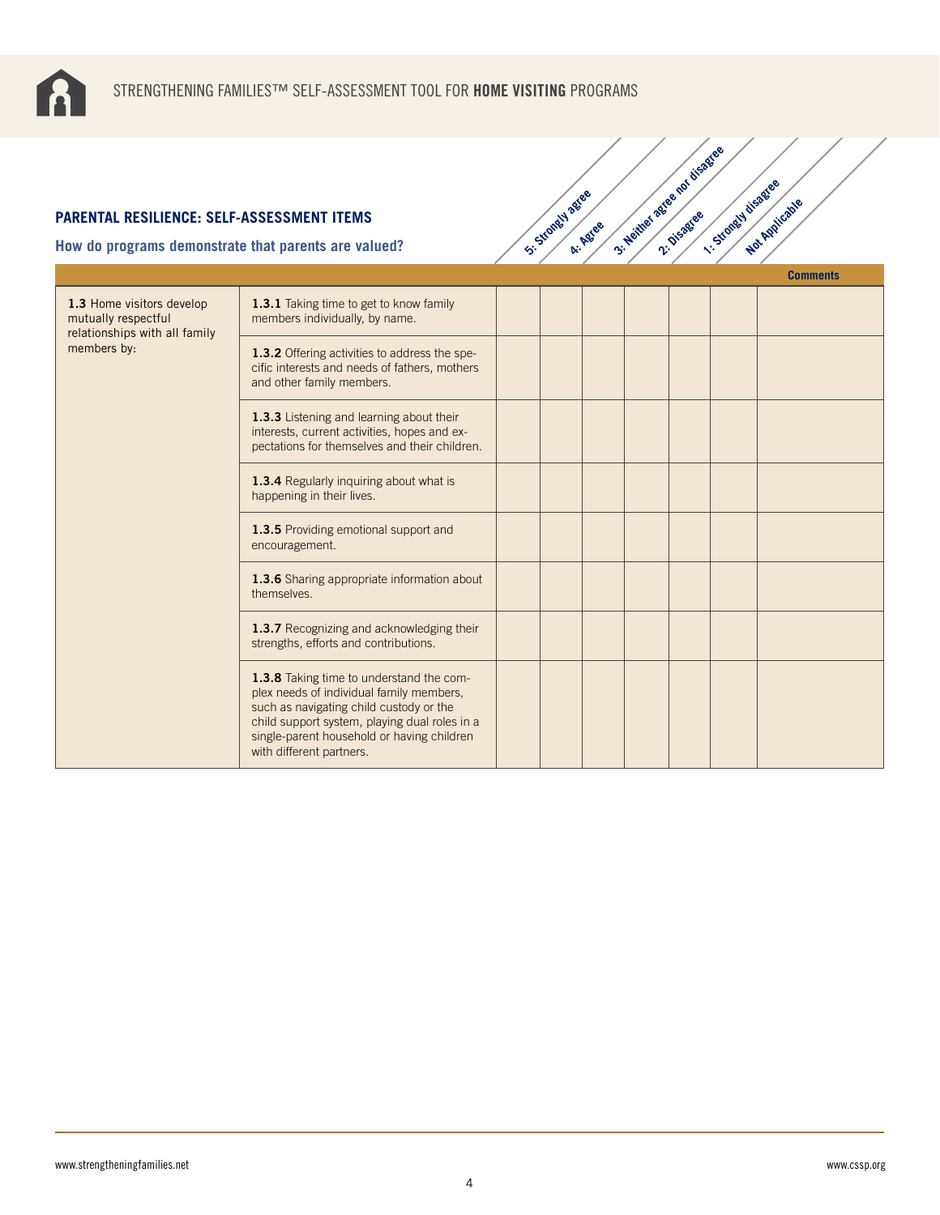## PARENTAL RESILIENCE: SELF-ASSESSMENT ITEMS

### How do programs demonstrate that parents are valued?

| | | 5: Strongly agree | 4: Agree | 3: Neither agree nor disagree | 2: Disagree | 1: Strongly disagree | Not Applicable | Comments |
|---|---|---|---|---|---|---|---|---|
| **1.3** Home visitors develop mutually respectful relationships with all family members by: | **1.3.1** Taking time to get to know family members individually, by name. | | | | | | | |
| | **1.3.2** Offering activities to address the specific interests and needs of fathers, mothers and other family members. | | | | | | | |
| | **1.3.3** Listening and learning about their interests, current activities, hopes and expectations for themselves and their children. | | | | | | | |
| | **1.3.4** Regularly inquiring about what is happening in their lives. | | | | | | | |
| | **1.3.5** Providing emotional support and encouragement. | | | | | | | |
| | **1.3.6** Sharing appropriate information about themselves. | | | | | | | |
| | **1.3.7** Recognizing and acknowledging their strengths, efforts and contributions. | | | | | | | |
| | **1.3.8** Taking time to understand the complex needs of individual family members, such as navigating child custody or the child support system, playing dual roles in a single-parent household or having children with different partners. | | | | | | | |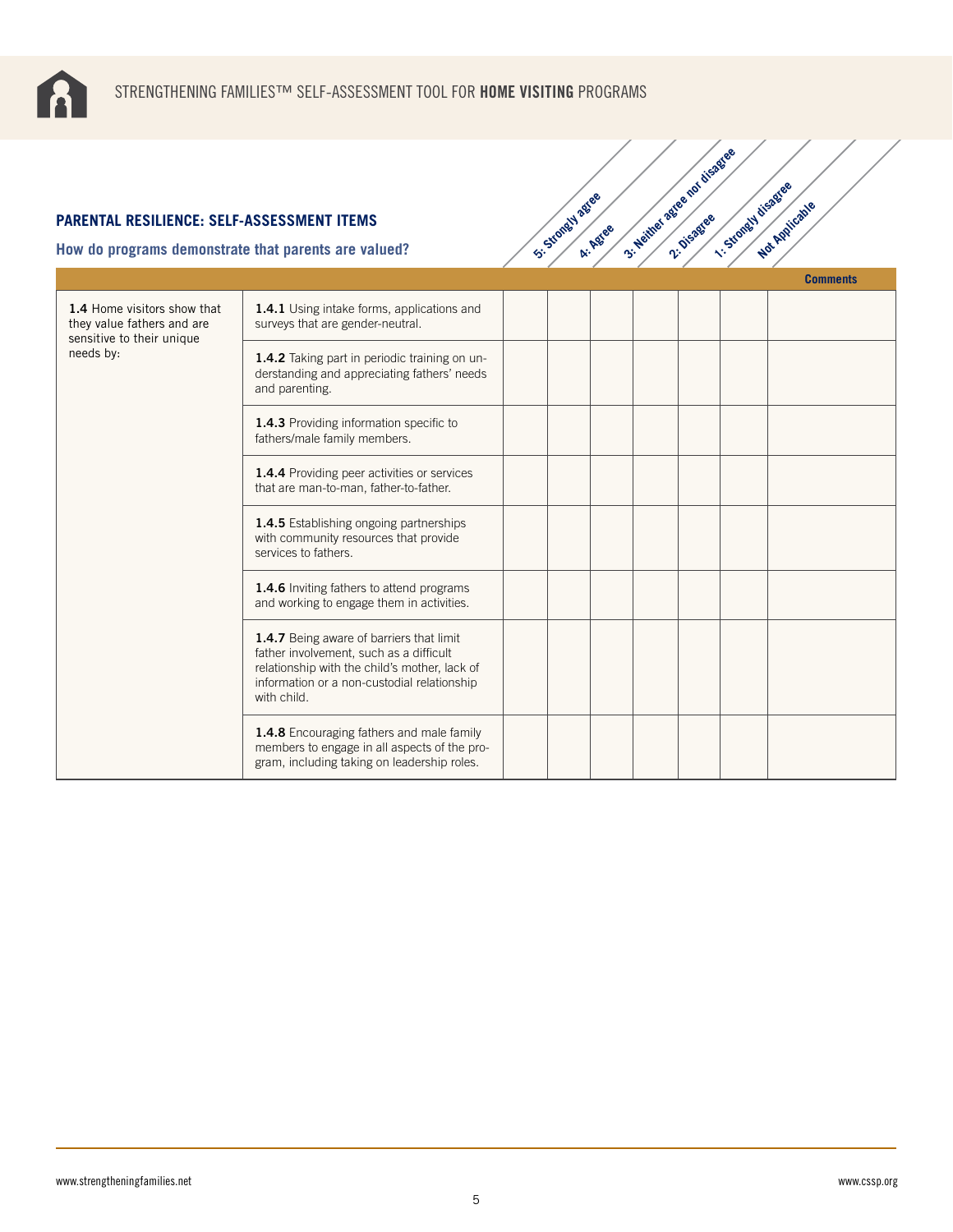## PARENTAL RESILIENCE: SELF-ASSESSMENT ITEMS

### How do programs demonstrate that parents are valued?

| | | 5: Strongly agree | 4: Agree | 3: Neither agree nor disagree | 2: Disagree | 1: Strongly disagree | Not Applicable | Comments |
|---|---|---|---|---|---|---|---|---|
| **1.4** Home visitors show that they value fathers and are sensitive to their unique needs by: | **1.4.1** Using intake forms, applications and surveys that are gender-neutral. | | | | | | | |
| | **1.4.2** Taking part in periodic training on understanding and appreciating fathers' needs and parenting. | | | | | | | |
| | **1.4.3** Providing information specific to fathers/male family members. | | | | | | | |
| | **1.4.4** Providing peer activities or services that are man-to-man, father-to-father. | | | | | | | |
| | **1.4.5** Establishing ongoing partnerships with community resources that provide services to fathers. | | | | | | | |
| | **1.4.6** Inviting fathers to attend programs and working to engage them in activities. | | | | | | | |
| | **1.4.7** Being aware of barriers that limit father involvement, such as a difficult relationship with the child's mother, lack of information or a non-custodial relationship with child. | | | | | | | |
| | **1.4.8** Encouraging fathers and male family members to engage in all aspects of the program, including taking on leadership roles. | | | | | | | |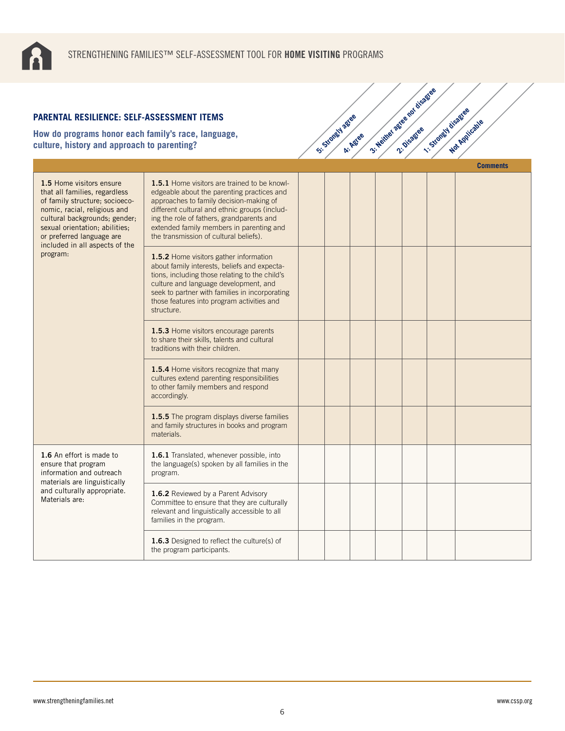## PARENTAL RESILIENCE: SELF-ASSESSMENT ITEMS

### How do programs honor each family's race, language, culture, history and approach to parenting?

| | | 5: Strongly agree | 4: Agree | 3: Neither agree nor disagree | 2: Disagree | 1: Strongly disagree | Not Applicable | Comments |
|---|---|---|---|---|---|---|---|---|
| **1.5** Home visitors ensure that all families, regardless of family structure; socioeconomic, racial, religious and cultural backgrounds; gender; sexual orientation; abilities; or preferred language are included in all aspects of the program: | **1.5.1** Home visitors are trained to be knowledgeable about the parenting practices and approaches to family decision-making of different cultural and ethnic groups (including the role of fathers, grandparents and extended family members in parenting and the transmission of cultural beliefs). | | | | | | | |
| | **1.5.2** Home visitors gather information about family interests, beliefs and expectations, including those relating to the child's culture and language development, and seek to partner with families in incorporating those features into program activities and structure. | | | | | | | |
| | **1.5.3** Home visitors encourage parents to share their skills, talents and cultural traditions with their children. | | | | | | | |
| | **1.5.4** Home visitors recognize that many cultures extend parenting responsibilities to other family members and respond accordingly. | | | | | | | |
| | **1.5.5** The program displays diverse families and family structures in books and program materials. | | | | | | | |
| **1.6** An effort is made to ensure that program information and outreach materials are linguistically and culturally appropriate. Materials are: | **1.6.1** Translated, whenever possible, into the language(s) spoken by all families in the program. | | | | | | | |
| | **1.6.2** Reviewed by a Parent Advisory Committee to ensure that they are culturally relevant and linguistically accessible to all families in the program. | | | | | | | |
| | **1.6.3** Designed to reflect the culture(s) of the program participants. | | | | | | | |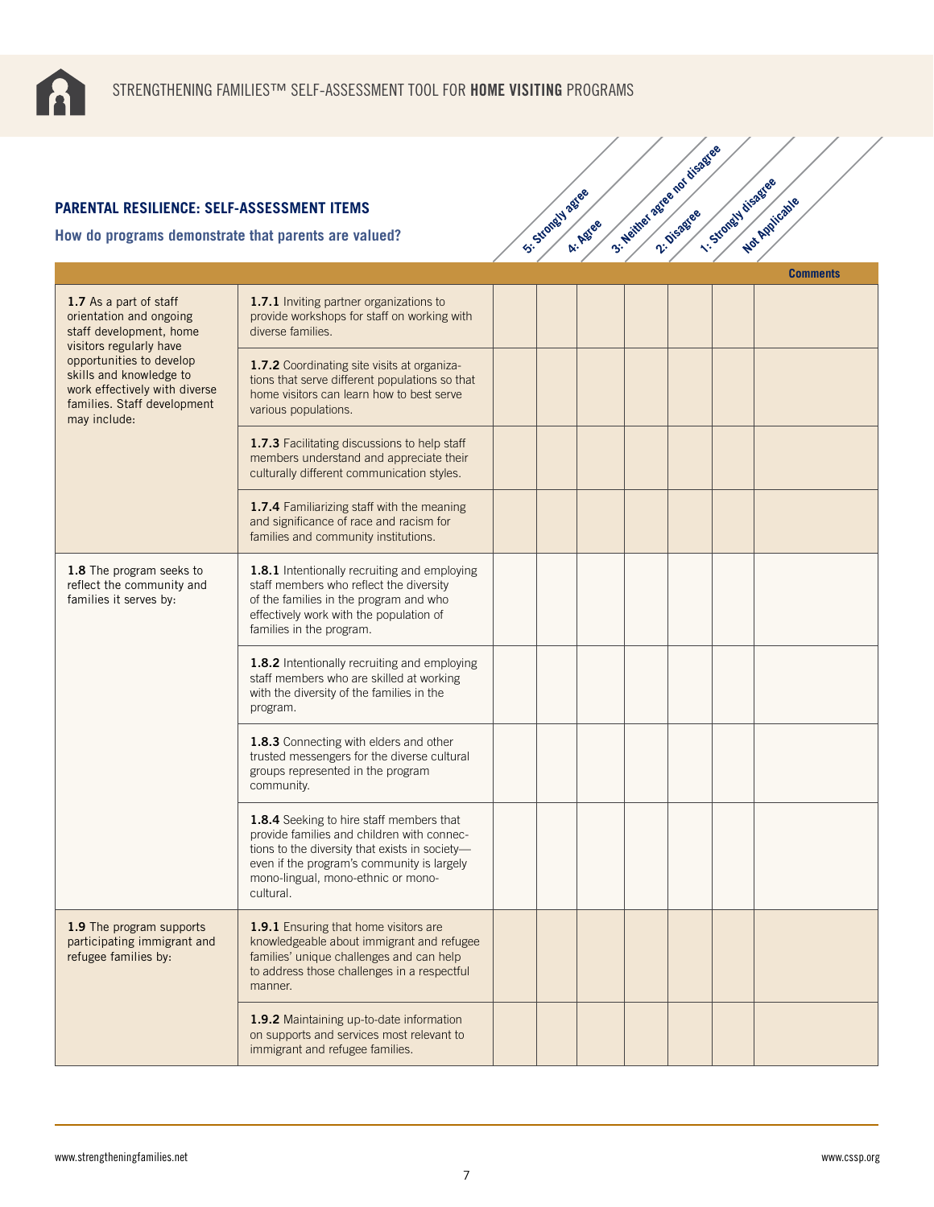## PARENTAL RESILIENCE: SELF-ASSESSMENT ITEMS

### How do programs demonstrate that parents are valued?

| | | 5: Strongly agree | 4: Agree | 3: Neither agree nor disagree | 2: Disagree | 1: Strongly disagree | Not Applicable | Comments |
|---|---|---|---|---|---|---|---|---|
| **1.7** As a part of staff orientation and ongoing staff development, home visitors regularly have opportunities to develop skills and knowledge to work effectively with diverse families. Staff development may include: | **1.7.1** Inviting partner organizations to provide workshops for staff on working with diverse families. | | | | | | | |
| | **1.7.2** Coordinating site visits at organizations that serve different populations so that home visitors can learn how to best serve various populations. | | | | | | | |
| | **1.7.3** Facilitating discussions to help staff members understand and appreciate their culturally different communication styles. | | | | | | | |
| | **1.7.4** Familiarizing staff with the meaning and significance of race and racism for families and community institutions. | | | | | | | |
| **1.8** The program seeks to reflect the community and families it serves by: | **1.8.1** Intentionally recruiting and employing staff members who reflect the diversity of the families in the program and who effectively work with the population of families in the program. | | | | | | | |
| | **1.8.2** Intentionally recruiting and employing staff members who are skilled at working with the diversity of the families in the program. | | | | | | | |
| | **1.8.3** Connecting with elders and other trusted messengers for the diverse cultural groups represented in the program community. | | | | | | | |
| | **1.8.4** Seeking to hire staff members that provide families and children with connections to the diversity that exists in society—even if the program's community is largely mono-lingual, mono-ethnic or mono-cultural. | | | | | | | |
| **1.9** The program supports participating immigrant and refugee families by: | **1.9.1** Ensuring that home visitors are knowledgeable about immigrant and refugee families' unique challenges and can help to address those challenges in a respectful manner. | | | | | | | |
| | **1.9.2** Maintaining up-to-date information on supports and services most relevant to immigrant and refugee families. | | | | | | | |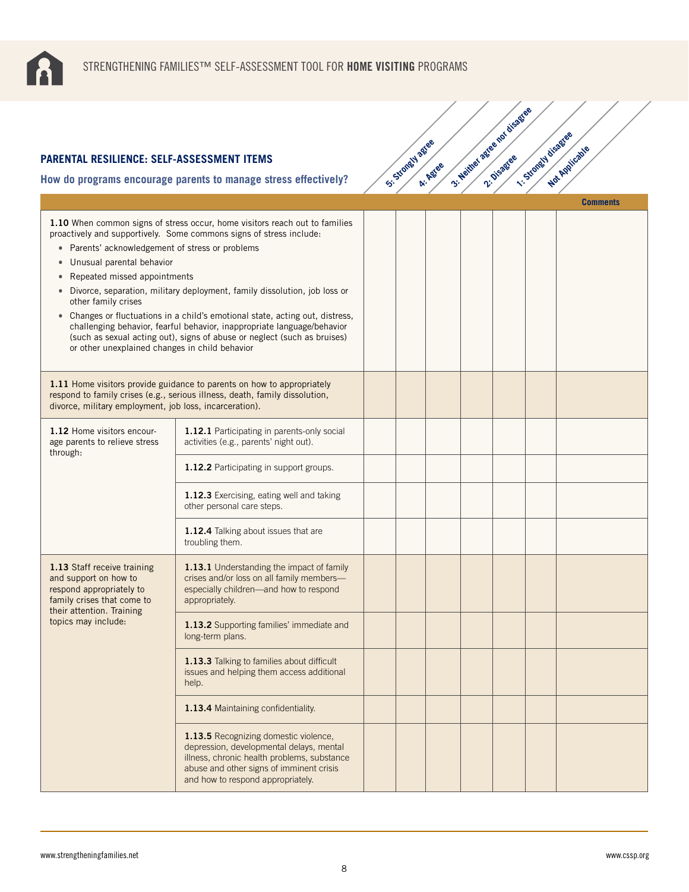## PARENTAL RESILIENCE: SELF-ASSESSMENT ITEMS

### How do programs encourage parents to manage stress effectively?

| Item | | 5: Strongly agree | 4: Agree | 3: Neither agree nor disagree | 2: Disagree | 1: Strongly disagree | Not Applicable | Comments |
|---|---|---|---|---|---|---|---|---|
| **1.10** When common signs of stress occur, home visitors reach out to families proactively and supportively. Some commons signs of stress include:<br>• Parents' acknowledgement of stress or problems<br>• Unusual parental behavior<br>• Repeated missed appointments<br>• Divorce, separation, military deployment, family dissolution, job loss or other family crises<br>• Changes or fluctuations in a child's emotional state, acting out, distress, challenging behavior, fearful behavior, inappropriate language/behavior (such as sexual acting out), signs of abuse or neglect (such as bruises) or other unexplained changes in child behavior | | | | | | | | |
| **1.11** Home visitors provide guidance to parents on how to appropriately respond to family crises (e.g., serious illness, death, family dissolution, divorce, military employment, job loss, incarceration). | | | | | | | | |
| **1.12** Home visitors encourage parents to relieve stress through: | **1.12.1** Participating in parents-only social activities (e.g., parents' night out). | | | | | | | |
| | **1.12.2** Participating in support groups. | | | | | | | |
| | **1.12.3** Exercising, eating well and taking other personal care steps. | | | | | | | |
| | **1.12.4** Talking about issues that are troubling them. | | | | | | | |
| **1.13** Staff receive training and support on how to respond appropriately to family crises that come to their attention. Training topics may include: | **1.13.1** Understanding the impact of family crises and/or loss on all family members—especially children—and how to respond appropriately. | | | | | | | |
| | **1.13.2** Supporting families' immediate and long-term plans. | | | | | | | |
| | **1.13.3** Talking to families about difficult issues and helping them access additional help. | | | | | | | |
| | **1.13.4** Maintaining confidentiality. | | | | | | | |
| | **1.13.5** Recognizing domestic violence, depression, developmental delays, mental illness, chronic health problems, substance abuse and other signs of imminent crisis and how to respond appropriately. | | | | | | | |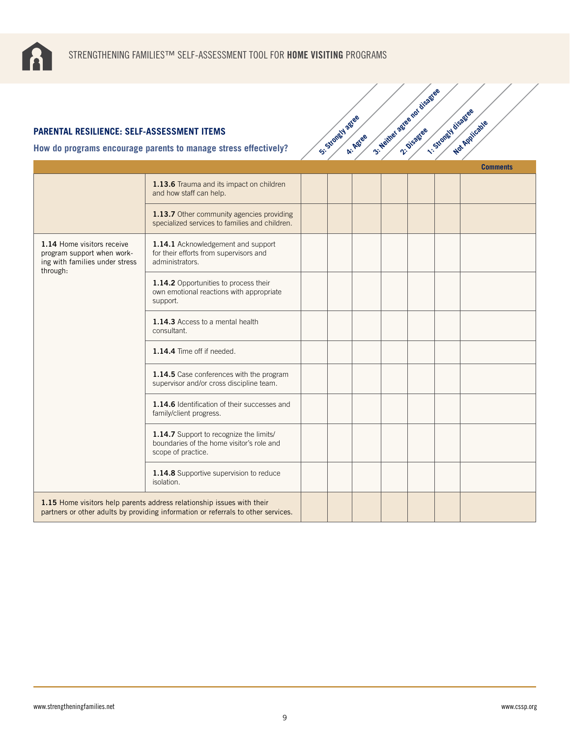## PARENTAL RESILIENCE: SELF-ASSESSMENT ITEMS

### How do programs encourage parents to manage stress effectively?

| | | 5: Strongly agree | 4: Agree | 3: Neither agree nor disagree | 2: Disagree | 1: Strongly disagree | Not Applicable | Comments |
|---|---|---|---|---|---|---|---|---|
| | **1.13.6** Trauma and its impact on children and how staff can help. | | | | | | | |
| | **1.13.7** Other community agencies providing specialized services to families and children. | | | | | | | |
| **1.14** Home visitors receive program support when working with families under stress through: | **1.14.1** Acknowledgement and support for their efforts from supervisors and administrators. | | | | | | | |
| | **1.14.2** Opportunities to process their own emotional reactions with appropriate support. | | | | | | | |
| | **1.14.3** Access to a mental health consultant. | | | | | | | |
| | **1.14.4** Time off if needed. | | | | | | | |
| | **1.14.5** Case conferences with the program supervisor and/or cross discipline team. | | | | | | | |
| | **1.14.6** Identification of their successes and family/client progress. | | | | | | | |
| | **1.14.7** Support to recognize the limits/boundaries of the home visitor's role and scope of practice. | | | | | | | |
| | **1.14.8** Supportive supervision to reduce isolation. | | | | | | | |
| **1.15** Home visitors help parents address relationship issues with their partners or other adults by providing information or referrals to other services. | | | | | | | | |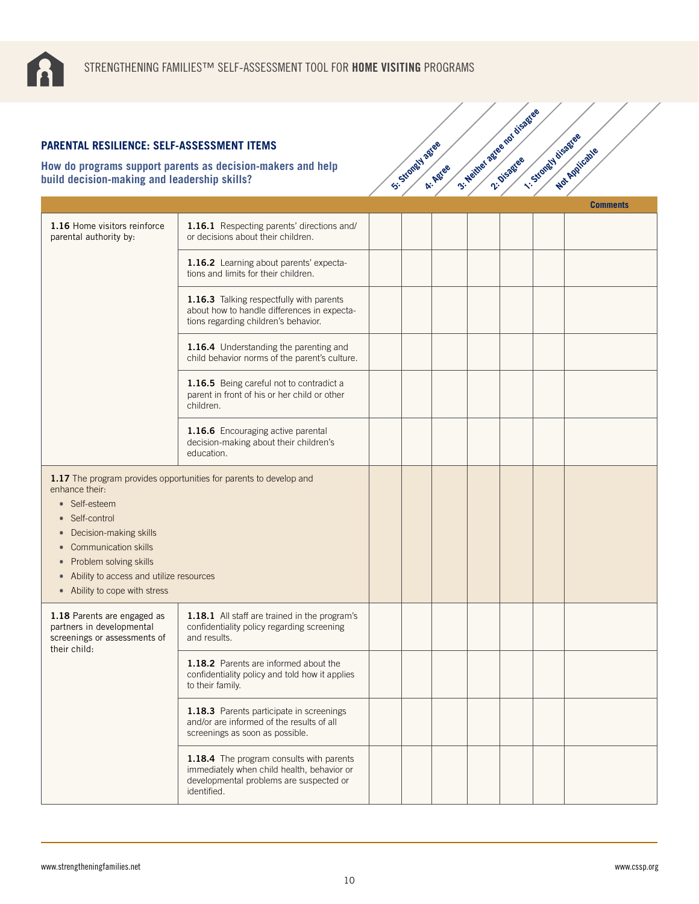## PARENTAL RESILIENCE: SELF-ASSESSMENT ITEMS

### How do programs support parents as decision-makers and help build decision-making and leadership skills?

| | | 5: Strongly agree | 4: Agree | 3: Neither agree nor disagree | 2: Disagree | 1: Strongly disagree | Not Applicable | Comments |
|---|---|---|---|---|---|---|---|---|
| **1.16** Home visitors reinforce parental authority by: | **1.16.1** Respecting parents' directions and/or decisions about their children. | | | | | | | |
| | **1.16.2** Learning about parents' expectations and limits for their children. | | | | | | | |
| | **1.16.3** Talking respectfully with parents about how to handle differences in expectations regarding children's behavior. | | | | | | | |
| | **1.16.4** Understanding the parenting and child behavior norms of the parent's culture. | | | | | | | |
| | **1.16.5** Being careful not to contradict a parent in front of his or her child or other children. | | | | | | | |
| | **1.16.6** Encouraging active parental decision-making about their children's education. | | | | | | | |
| **1.17** The program provides opportunities for parents to develop and enhance their: • Self-esteem • Self-control • Decision-making skills • Communication skills • Problem solving skills • Ability to access and utilize resources • Ability to cope with stress | | | | | | | | |
| **1.18** Parents are engaged as partners in developmental screenings or assessments of their child: | **1.18.1** All staff are trained in the program's confidentiality policy regarding screening and results. | | | | | | | |
| | **1.18.2** Parents are informed about the confidentiality policy and told how it applies to their family. | | | | | | | |
| | **1.18.3** Parents participate in screenings and/or are informed of the results of all screenings as soon as possible. | | | | | | | |
| | **1.18.4** The program consults with parents immediately when child health, behavior or developmental problems are suspected or identified. | | | | | | | |

www.strengtheningfamilies.net

www.cssp.org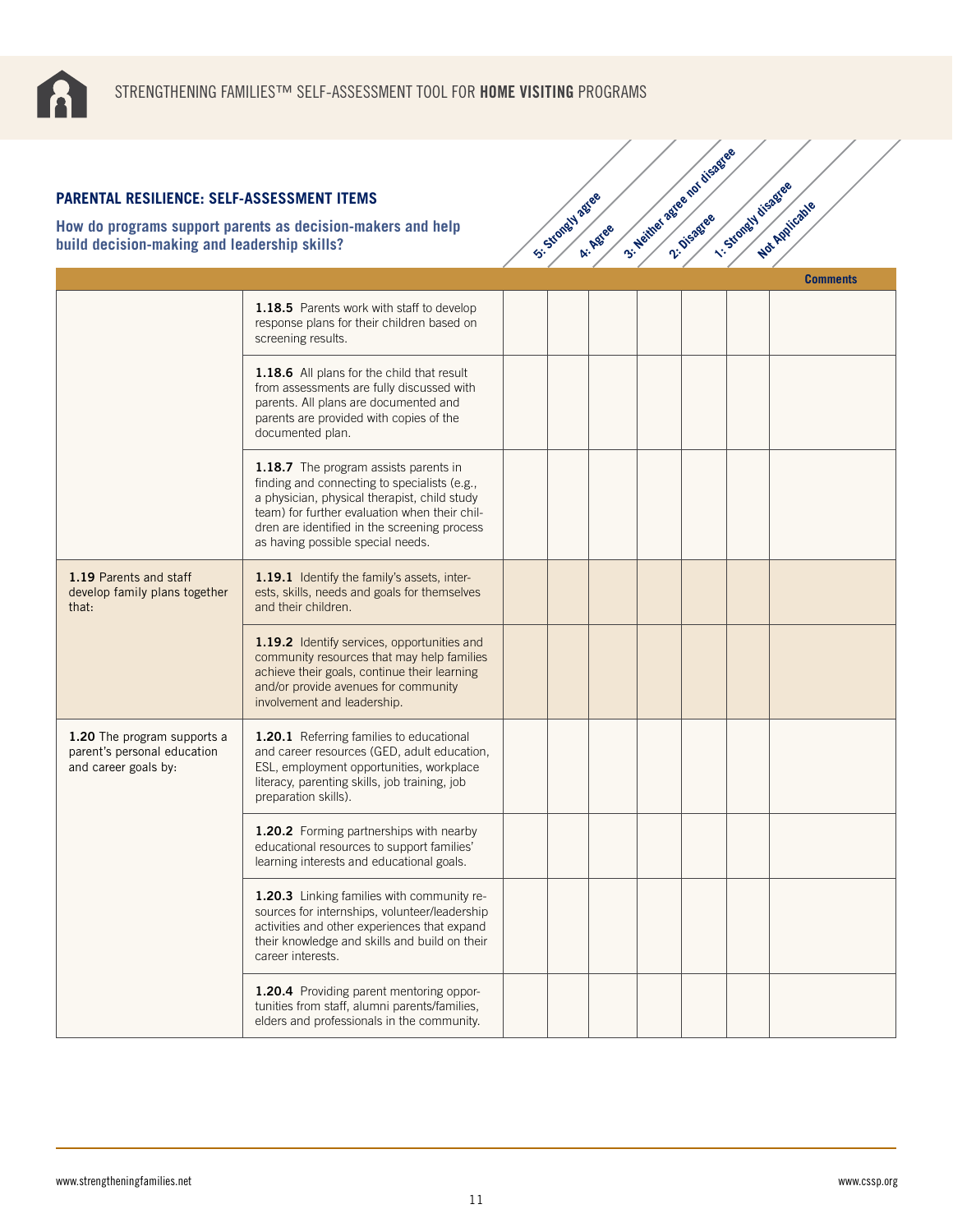## PARENTAL RESILIENCE: SELF-ASSESSMENT ITEMS

**How do programs support parents as decision-makers and help build decision-making and leadership skills?**

| | | 5: Strongly agree | 4: Agree | 3: Neither agree nor disagree | 2: Disagree | 1: Strongly disagree | Not Applicable | Comments |
|---|---|---|---|---|---|---|---|---|
| | **1.18.5** Parents work with staff to develop response plans for their children based on screening results. | | | | | | | |
| | **1.18.6** All plans for the child that result from assessments are fully discussed with parents. All plans are documented and parents are provided with copies of the documented plan. | | | | | | | |
| | **1.18.7** The program assists parents in finding and connecting to specialists (e.g., a physician, physical therapist, child study team) for further evaluation when their children are identified in the screening process as having possible special needs. | | | | | | | |
| **1.19** Parents and staff develop family plans together that: | **1.19.1** Identify the family's assets, interests, skills, needs and goals for themselves and their children. | | | | | | | |
| | **1.19.2** Identify services, opportunities and community resources that may help families achieve their goals, continue their learning and/or provide avenues for community involvement and leadership. | | | | | | | |
| **1.20** The program supports a parent's personal education and career goals by: | **1.20.1** Referring families to educational and career resources (GED, adult education, ESL, employment opportunities, workplace literacy, parenting skills, job training, job preparation skills). | | | | | | | |
| | **1.20.2** Forming partnerships with nearby educational resources to support families' learning interests and educational goals. | | | | | | | |
| | **1.20.3** Linking families with community resources for internships, volunteer/leadership activities and other experiences that expand their knowledge and skills and build on their career interests. | | | | | | | |
| | **1.20.4** Providing parent mentoring opportunities from staff, alumni parents/families, elders and professionals in the community. | | | | | | | |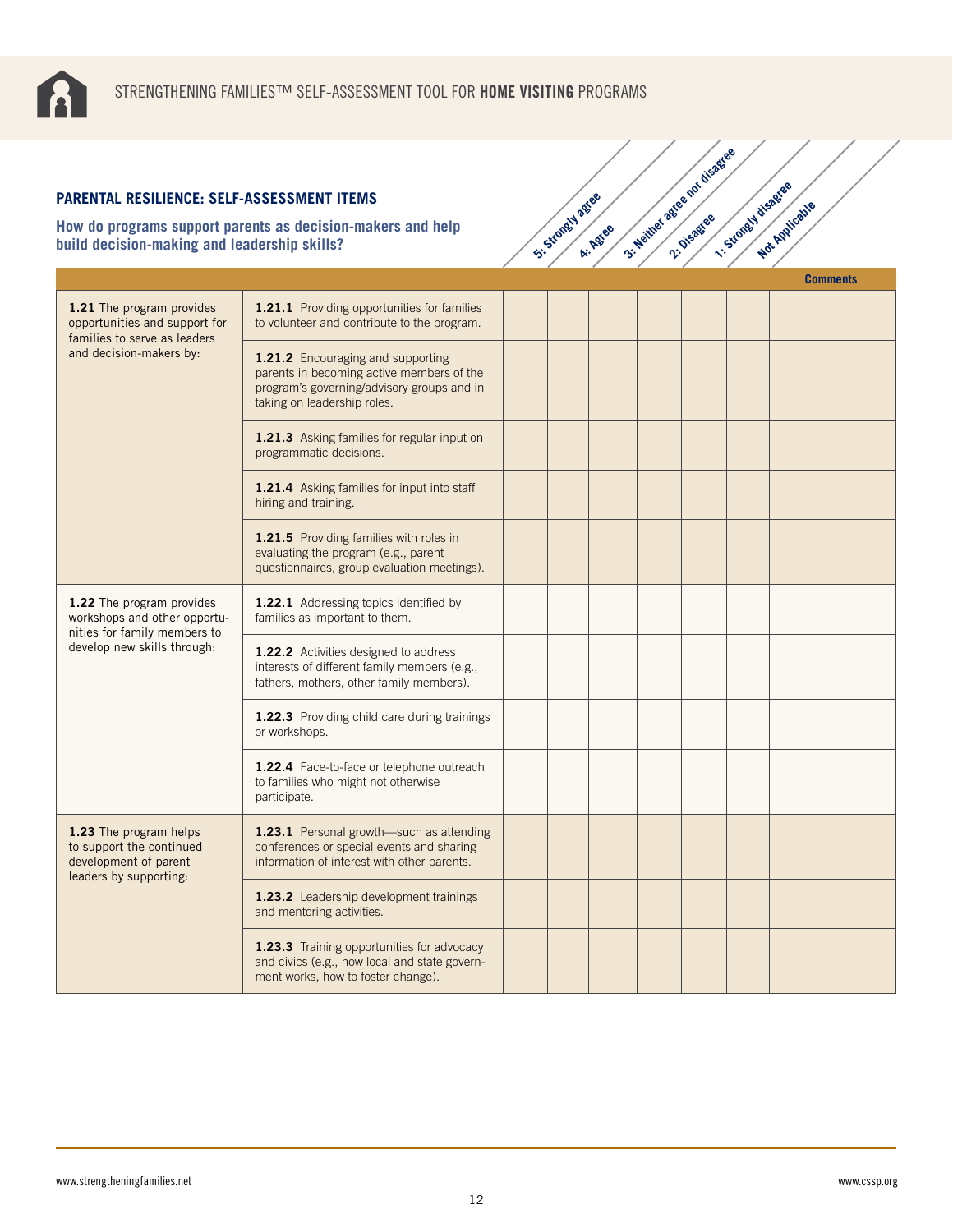## PARENTAL RESILIENCE: SELF-ASSESSMENT ITEMS

### How do programs support parents as decision-makers and help build decision-making and leadership skills?

| | | 5: Strongly agree | 4: Agree | 3: Neither agree nor disagree | 2: Disagree | 1: Strongly disagree | Not Applicable | Comments |
|---|---|---|---|---|---|---|---|---|
| **1.21** The program provides opportunities and support for families to serve as leaders and decision-makers by: | **1.21.1** Providing opportunities for families to volunteer and contribute to the program. | | | | | | | |
| | **1.21.2** Encouraging and supporting parents in becoming active members of the program's governing/advisory groups and in taking on leadership roles. | | | | | | | |
| | **1.21.3** Asking families for regular input on programmatic decisions. | | | | | | | |
| | **1.21.4** Asking families for input into staff hiring and training. | | | | | | | |
| | **1.21.5** Providing families with roles in evaluating the program (e.g., parent questionnaires, group evaluation meetings). | | | | | | | |
| **1.22** The program provides workshops and other opportunities for family members to develop new skills through: | **1.22.1** Addressing topics identified by families as important to them. | | | | | | | |
| | **1.22.2** Activities designed to address interests of different family members (e.g., fathers, mothers, other family members). | | | | | | | |
| | **1.22.3** Providing child care during trainings or workshops. | | | | | | | |
| | **1.22.4** Face-to-face or telephone outreach to families who might not otherwise participate. | | | | | | | |
| **1.23** The program helps to support the continued development of parent leaders by supporting: | **1.23.1** Personal growth—such as attending conferences or special events and sharing information of interest with other parents. | | | | | | | |
| | **1.23.2** Leadership development trainings and mentoring activities. | | | | | | | |
| | **1.23.3** Training opportunities for advocacy and civics (e.g., how local and state government works, how to foster change). | | | | | | | |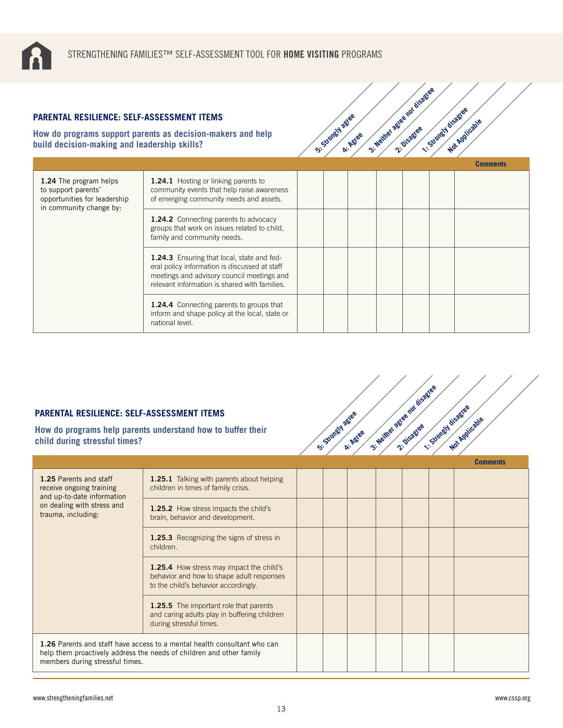## PARENTAL RESILIENCE: SELF-ASSESSMENT ITEMS

### How do programs support parents as decision-makers and help build decision-making and leadership skills?

| | | 5: Strongly agree | 4: Agree | 3: Neither agree nor disagree | 2: Disagree | 1: Strongly disagree | Not Applicable | Comments |
|---|---|---|---|---|---|---|---|---|
| **1.24** The program helps to support parents' opportunities for leadership in community change by: | **1.24.1** Hosting or linking parents to community events that help raise awareness of emerging community needs and assets. | | | | | | | |
| | **1.24.2** Connecting parents to advocacy groups that work on issues related to child, family and community needs. | | | | | | | |
| | **1.24.3** Ensuring that local, state and federal policy information is discussed at staff meetings and advisory council meetings and relevant information is shared with families. | | | | | | | |
| | **1.24.4** Connecting parents to groups that inform and shape policy at the local, state or national level. | | | | | | | |

## PARENTAL RESILIENCE: SELF-ASSESSMENT ITEMS

### How do programs help parents understand how to buffer their child during stressful times?

| | | 5: Strongly agree | 4: Agree | 3: Neither agree nor disagree | 2: Disagree | 1: Strongly disagree | Not Applicable | Comments |
|---|---|---|---|---|---|---|---|---|
| **1.25** Parents and staff receive ongoing training and up-to-date information on dealing with stress and trauma, including: | **1.25.1** Talking with parents about helping children in times of family crisis. | | | | | | | |
| | **1.25.2** How stress impacts the child's brain, behavior and development. | | | | | | | |
| | **1.25.3** Recognizing the signs of stress in children. | | | | | | | |
| | **1.25.4** How stress may impact the child's behavior and how to shape adult responses to the child's behavior accordingly. | | | | | | | |
| | **1.25.5** The important role that parents and caring adults play in buffering children during stressful times. | | | | | | | |
| **1.26** Parents and staff have access to a mental health consultant who can help them proactively address the needs of children and other family members during stressful times. | | | | | | | | |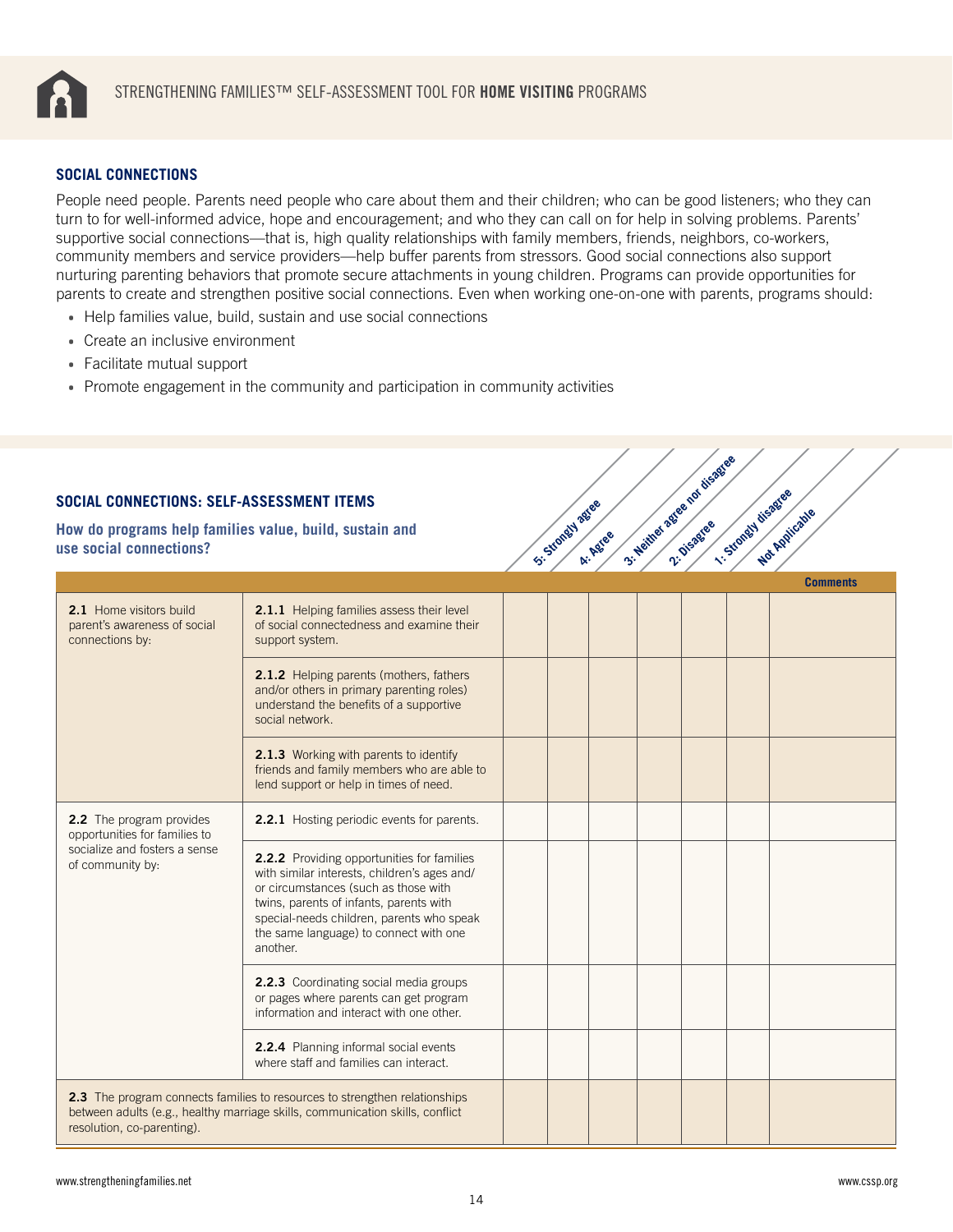## SOCIAL CONNECTIONS

People need people. Parents need people who care about them and their children; who can be good listeners; who they can turn to for well-informed advice, hope and encouragement; and who they can call on for help in solving problems. Parents' supportive social connections—that is, high quality relationships with family members, friends, neighbors, co-workers, community members and service providers—help buffer parents from stressors. Good social connections also support nurturing parenting behaviors that promote secure attachments in young children. Programs can provide opportunities for parents to create and strengthen positive social connections. Even when working one-on-one with parents, programs should:

- Help families value, build, sustain and use social connections
- Create an inclusive environment
- Facilitate mutual support
- Promote engagement in the community and participation in community activities

### SOCIAL CONNECTIONS: SELF-ASSESSMENT ITEMS

**How do programs help families value, build, sustain and use social connections?**

| | | 5: Strongly agree | 4: Agree | 3: Neither agree nor disagree | 2: Disagree | 1: Strongly disagree | Not Applicable | Comments |
|---|---|---|---|---|---|---|---|---|
| **2.1** Home visitors build parent's awareness of social connections by: | **2.1.1** Helping families assess their level of social connectedness and examine their support system. | | | | | | | |
| | **2.1.2** Helping parents (mothers, fathers and/or others in primary parenting roles) understand the benefits of a supportive social network. | | | | | | | |
| | **2.1.3** Working with parents to identify friends and family members who are able to lend support or help in times of need. | | | | | | | |
| **2.2** The program provides opportunities for families to socialize and fosters a sense of community by: | **2.2.1** Hosting periodic events for parents. | | | | | | | |
| | **2.2.2** Providing opportunities for families with similar interests, children's ages and/or circumstances (such as those with twins, parents of infants, parents with special-needs children, parents who speak the same language) to connect with one another. | | | | | | | |
| | **2.2.3** Coordinating social media groups or pages where parents can get program information and interact with one other. | | | | | | | |
| | **2.2.4** Planning informal social events where staff and families can interact. | | | | | | | |
| **2.3** The program connects families to resources to strengthen relationships between adults (e.g., healthy marriage skills, communication skills, conflict resolution, co-parenting). | | | | | | | | |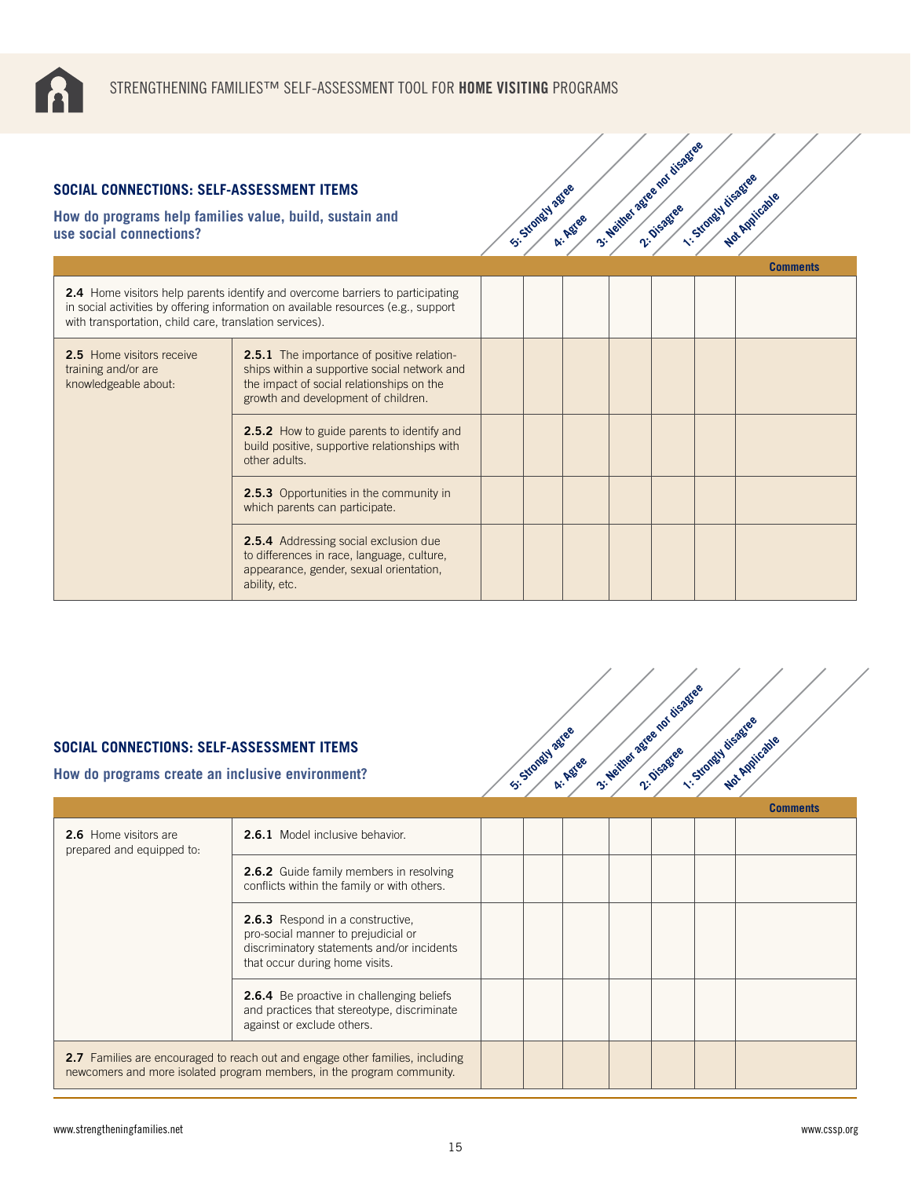## SOCIAL CONNECTIONS: SELF-ASSESSMENT ITEMS

### How do programs help families value, build, sustain and use social connections?

| | | 5: Strongly agree | 4: Agree | 3: Neither agree nor disagree | 2: Disagree | 1: Strongly disagree | Not Applicable | Comments |
|---|---|---|---|---|---|---|---|---|
| **2.4** Home visitors help parents identify and overcome barriers to participating in social activities by offering information on available resources (e.g., support with transportation, child care, translation services). | | | | | | | | |
| **2.5** Home visitors receive training and/or are knowledgeable about: | **2.5.1** The importance of positive relationships within a supportive social network and the impact of social relationships on the growth and development of children. | | | | | | | |
| | **2.5.2** How to guide parents to identify and build positive, supportive relationships with other adults. | | | | | | | |
| | **2.5.3** Opportunities in the community in which parents can participate. | | | | | | | |
| | **2.5.4** Addressing social exclusion due to differences in race, language, culture, appearance, gender, sexual orientation, ability, etc. | | | | | | | |

## SOCIAL CONNECTIONS: SELF-ASSESSMENT ITEMS

### How do programs create an inclusive environment?

| | | 5: Strongly agree | 4: Agree | 3: Neither agree nor disagree | 2: Disagree | 1: Strongly disagree | Not Applicable | Comments |
|---|---|---|---|---|---|---|---|---|
| **2.6** Home visitors are prepared and equipped to: | **2.6.1** Model inclusive behavior. | | | | | | | |
| | **2.6.2** Guide family members in resolving conflicts within the family or with others. | | | | | | | |
| | **2.6.3** Respond in a constructive, pro-social manner to prejudicial or discriminatory statements and/or incidents that occur during home visits. | | | | | | | |
| | **2.6.4** Be proactive in challenging beliefs and practices that stereotype, discriminate against or exclude others. | | | | | | | |
| **2.7** Families are encouraged to reach out and engage other families, including newcomers and more isolated program members, in the program community. | | | | | | | | |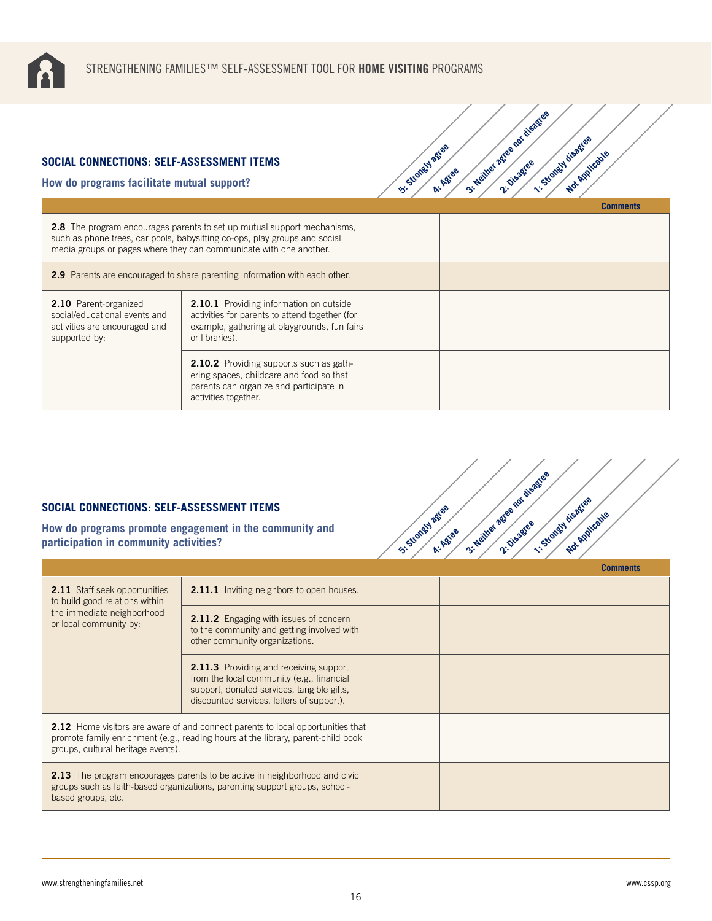## SOCIAL CONNECTIONS: SELF-ASSESSMENT ITEMS

### How do programs facilitate mutual support?

| Item | | 5: Strongly agree | 4: Agree | 3: Neither agree nor disagree | 2: Disagree | 1: Strongly disagree | Not Applicable | Comments |
|---|---|---|---|---|---|---|---|---|
| **2.8** The program encourages parents to set up mutual support mechanisms, such as phone trees, car pools, babysitting co-ops, play groups and social media groups or pages where they can communicate with one another. | | | | | | | | |
| **2.9** Parents are encouraged to share parenting information with each other. | | | | | | | | |
| **2.10** Parent-organized social/educational events and activities are encouraged and supported by: | **2.10.1** Providing information on outside activities for parents to attend together (for example, gathering at playgrounds, fun fairs or libraries). | | | | | | | |
| | **2.10.2** Providing supports such as gathering spaces, childcare and food so that parents can organize and participate in activities together. | | | | | | | |

## SOCIAL CONNECTIONS: SELF-ASSESSMENT ITEMS

### How do programs promote engagement in the community and participation in community activities?

| Item | | 5: Strongly agree | 4: Agree | 3: Neither agree nor disagree | 2: Disagree | 1: Strongly disagree | Not Applicable | Comments |
|---|---|---|---|---|---|---|---|---|
| **2.11** Staff seek opportunities to build good relations within the immediate neighborhood or local community by: | **2.11.1** Inviting neighbors to open houses. | | | | | | | |
| | **2.11.2** Engaging with issues of concern to the community and getting involved with other community organizations. | | | | | | | |
| | **2.11.3** Providing and receiving support from the local community (e.g., financial support, donated services, tangible gifts, discounted services, letters of support). | | | | | | | |
| **2.12** Home visitors are aware of and connect parents to local opportunities that promote family enrichment (e.g., reading hours at the library, parent-child book groups, cultural heritage events). | | | | | | | | |
| **2.13** The program encourages parents to be active in neighborhood and civic groups such as faith-based organizations, parenting support groups, school-based groups, etc. | | | | | | | | |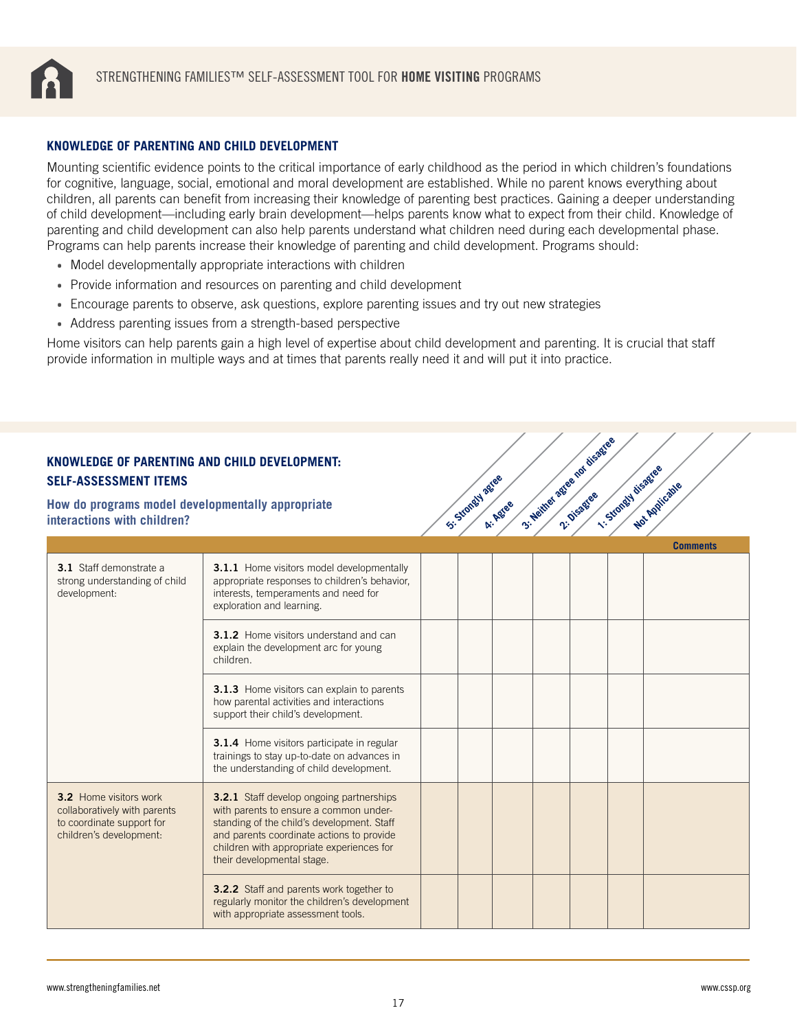## KNOWLEDGE OF PARENTING AND CHILD DEVELOPMENT

Mounting scientific evidence points to the critical importance of early childhood as the period in which children's foundations for cognitive, language, social, emotional and moral development are established. While no parent knows everything about children, all parents can benefit from increasing their knowledge of parenting best practices. Gaining a deeper understanding of child development—including early brain development—helps parents know what to expect from their child. Knowledge of parenting and child development can also help parents understand what children need during each developmental phase. Programs can help parents increase their knowledge of parenting and child development. Programs should:

- Model developmentally appropriate interactions with children
- Provide information and resources on parenting and child development
- Encourage parents to observe, ask questions, explore parenting issues and try out new strategies
- Address parenting issues from a strength-based perspective

Home visitors can help parents gain a high level of expertise about child development and parenting. It is crucial that staff provide information in multiple ways and at times that parents really need it and will put it into practice.

## KNOWLEDGE OF PARENTING AND CHILD DEVELOPMENT: SELF-ASSESSMENT ITEMS

### How do programs model developmentally appropriate interactions with children?

| | | 5: Strongly agree | 4: Agree | 3: Neither agree nor disagree | 2: Disagree | 1: Strongly disagree | Not Applicable | Comments |
|---|---|---|---|---|---|---|---|---|
| **3.1** Staff demonstrate a strong understanding of child development: | **3.1.1** Home visitors model developmentally appropriate responses to children's behavior, interests, temperaments and need for exploration and learning. | | | | | | | |
| | **3.1.2** Home visitors understand and can explain the development arc for young children. | | | | | | | |
| | **3.1.3** Home visitors can explain to parents how parental activities and interactions support their child's development. | | | | | | | |
| | **3.1.4** Home visitors participate in regular trainings to stay up-to-date on advances in the understanding of child development. | | | | | | | |
| **3.2** Home visitors work collaboratively with parents to coordinate support for children's development: | **3.2.1** Staff develop ongoing partnerships with parents to ensure a common understanding of the child's development. Staff and parents coordinate actions to provide children with appropriate experiences for their developmental stage. | | | | | | | |
| | **3.2.2** Staff and parents work together to regularly monitor the children's development with appropriate assessment tools. | | | | | | | |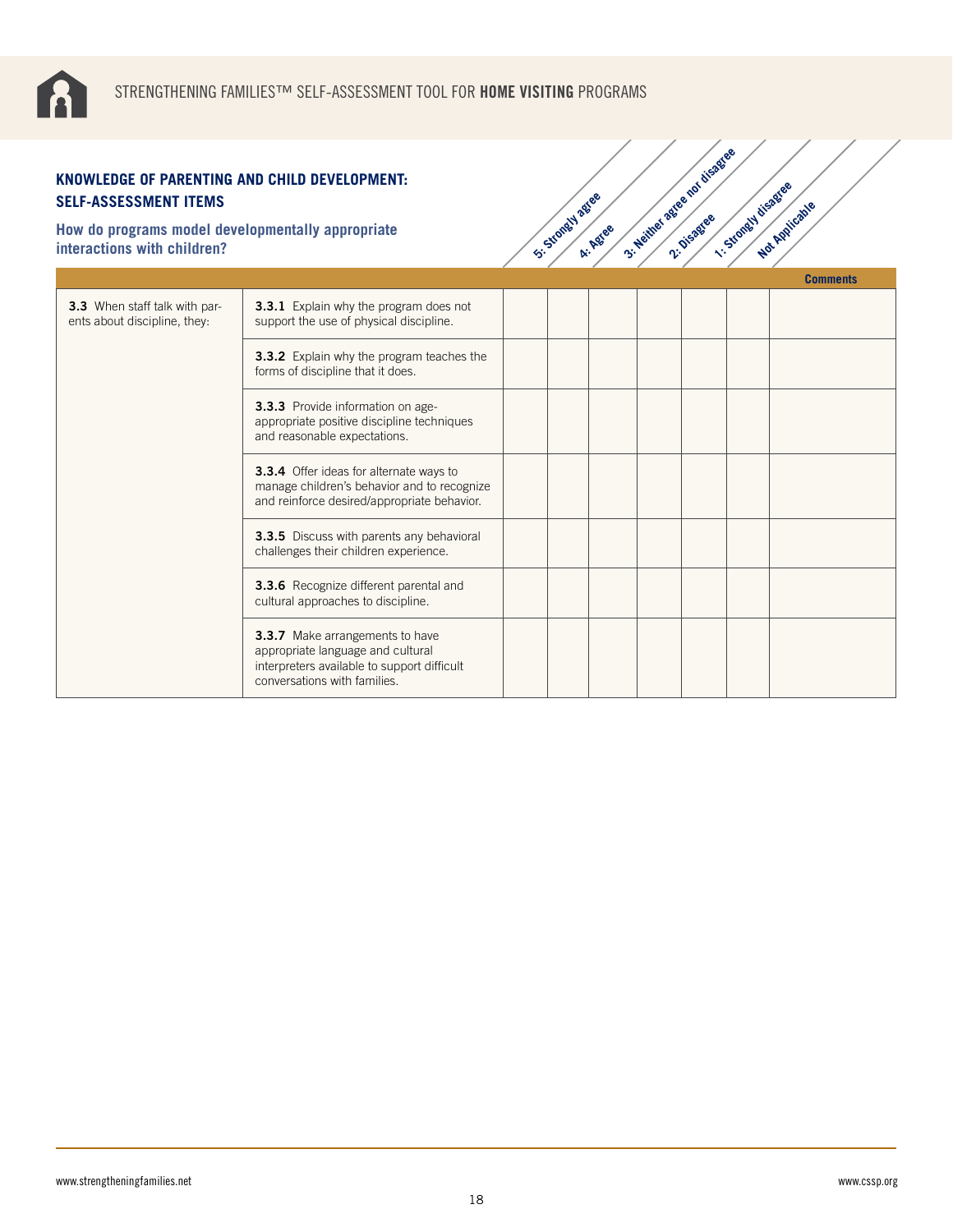## KNOWLEDGE OF PARENTING AND CHILD DEVELOPMENT: SELF-ASSESSMENT ITEMS

### How do programs model developmentally appropriate interactions with children?

| | | 5: Strongly agree | 4: Agree | 3: Neither agree nor disagree | 2: Disagree | 1: Strongly disagree | Not Applicable | Comments |
|---|---|---|---|---|---|---|---|---|
| **3.3** When staff talk with parents about discipline, they: | **3.3.1** Explain why the program does not support the use of physical discipline. | | | | | | | |
| | **3.3.2** Explain why the program teaches the forms of discipline that it does. | | | | | | | |
| | **3.3.3** Provide information on age-appropriate positive discipline techniques and reasonable expectations. | | | | | | | |
| | **3.3.4** Offer ideas for alternate ways to manage children's behavior and to recognize and reinforce desired/appropriate behavior. | | | | | | | |
| | **3.3.5** Discuss with parents any behavioral challenges their children experience. | | | | | | | |
| | **3.3.6** Recognize different parental and cultural approaches to discipline. | | | | | | | |
| | **3.3.7** Make arrangements to have appropriate language and cultural interpreters available to support difficult conversations with families. | | | | | | | |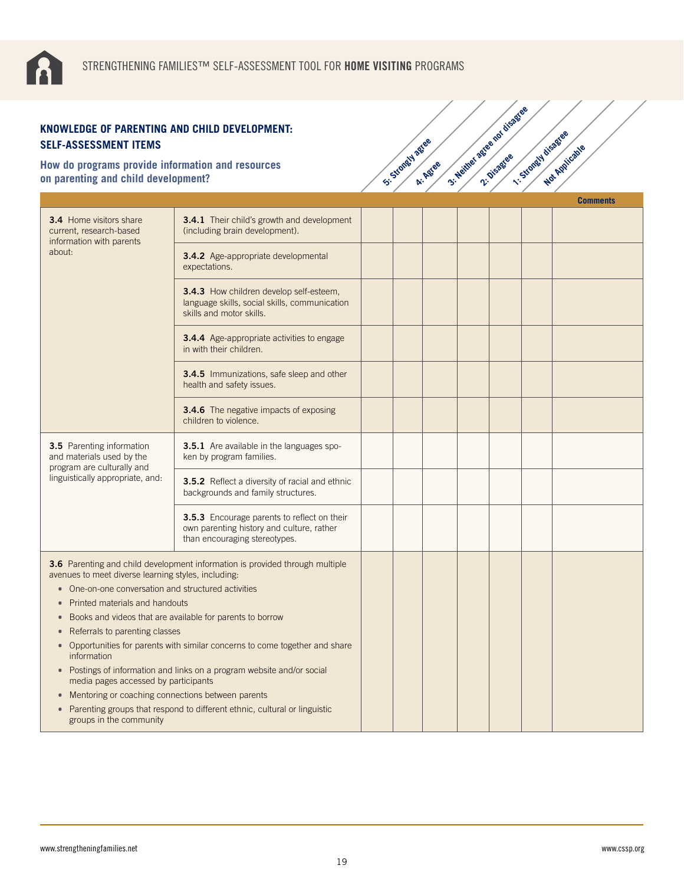## KNOWLEDGE OF PARENTING AND CHILD DEVELOPMENT: SELF-ASSESSMENT ITEMS

### How do programs provide information and resources on parenting and child development?

| | | 5: Strongly agree | 4: Agree | 3: Neither agree nor disagree | 2: Disagree | 1: Strongly disagree | Not Applicable | Comments |
|---|---|---|---|---|---|---|---|---|
| **3.4** Home visitors share current, research-based information with parents about: | **3.4.1** Their child's growth and development (including brain development). | | | | | | | |
| | **3.4.2** Age-appropriate developmental expectations. | | | | | | | |
| | **3.4.3** How children develop self-esteem, language skills, social skills, communication skills and motor skills. | | | | | | | |
| | **3.4.4** Age-appropriate activities to engage in with their children. | | | | | | | |
| | **3.4.5** Immunizations, safe sleep and other health and safety issues. | | | | | | | |
| | **3.4.6** The negative impacts of exposing children to violence. | | | | | | | |
| **3.5** Parenting information and materials used by the program are culturally and linguistically appropriate, and: | **3.5.1** Are available in the languages spoken by program families. | | | | | | | |
| | **3.5.2** Reflect a diversity of racial and ethnic backgrounds and family structures. | | | | | | | |
| | **3.5.3** Encourage parents to reflect on their own parenting history and culture, rather than encouraging stereotypes. | | | | | | | |
| **3.6** Parenting and child development information is provided through multiple avenues to meet diverse learning styles, including: • One-on-one conversation and structured activities • Printed materials and handouts • Books and videos that are available for parents to borrow • Referrals to parenting classes • Opportunities for parents with similar concerns to come together and share information • Postings of information and links on a program website and/or social media pages accessed by participants • Mentoring or coaching connections between parents • Parenting groups that respond to different ethnic, cultural or linguistic groups in the community | | | | | | | | |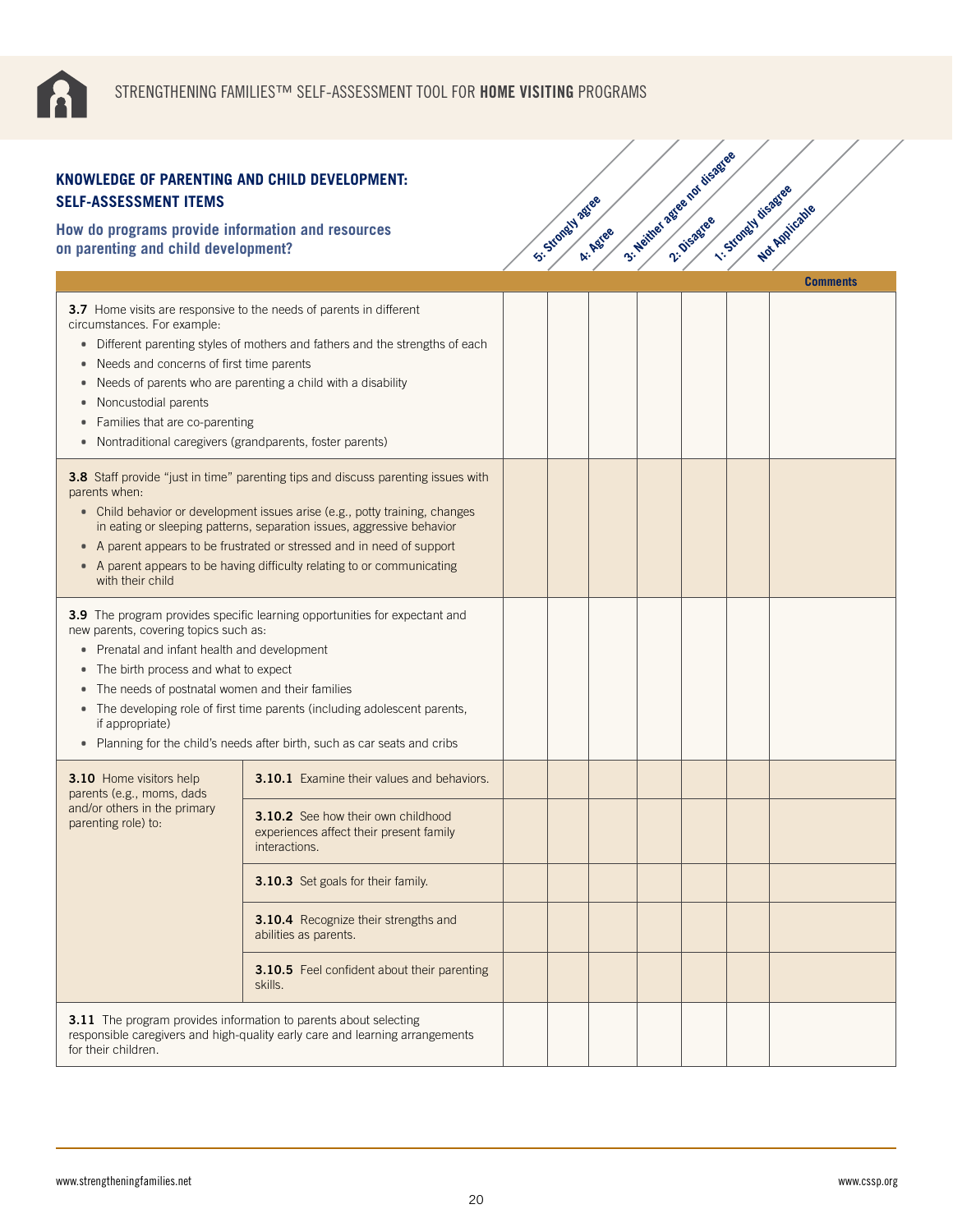## KNOWLEDGE OF PARENTING AND CHILD DEVELOPMENT: SELF-ASSESSMENT ITEMS

### How do programs provide information and resources on parenting and child development?

| | | 5: Strongly agree | 4: Agree | 3: Neither agree nor disagree | 2: Disagree | 1: Strongly disagree | Not Applicable | Comments |
|---|---|---|---|---|---|---|---|---|
| **3.7** Home visits are responsive to the needs of parents in different circumstances. For example: • Different parenting styles of mothers and fathers and the strengths of each • Needs and concerns of first time parents • Needs of parents who are parenting a child with a disability • Noncustodial parents • Families that are co-parenting • Nontraditional caregivers (grandparents, foster parents) | | | | | | | | |
| **3.8** Staff provide "just in time" parenting tips and discuss parenting issues with parents when: • Child behavior or development issues arise (e.g., potty training, changes in eating or sleeping patterns, separation issues, aggressive behavior • A parent appears to be frustrated or stressed and in need of support • A parent appears to be having difficulty relating to or communicating with their child | | | | | | | | |
| **3.9** The program provides specific learning opportunities for expectant and new parents, covering topics such as: • Prenatal and infant health and development • The birth process and what to expect • The needs of postnatal women and their families • The developing role of first time parents (including adolescent parents, if appropriate) • Planning for the child's needs after birth, such as car seats and cribs | | | | | | | | |
| **3.10** Home visitors help parents (e.g., moms, dads and/or others in the primary parenting role) to: | **3.10.1** Examine their values and behaviors. | | | | | | | |
| | **3.10.2** See how their own childhood experiences affect their present family interactions. | | | | | | | |
| | **3.10.3** Set goals for their family. | | | | | | | |
| | **3.10.4** Recognize their strengths and abilities as parents. | | | | | | | |
| | **3.10.5** Feel confident about their parenting skills. | | | | | | | |
| **3.11** The program provides information to parents about selecting responsible caregivers and high-quality early care and learning arrangements for their children. | | | | | | | | |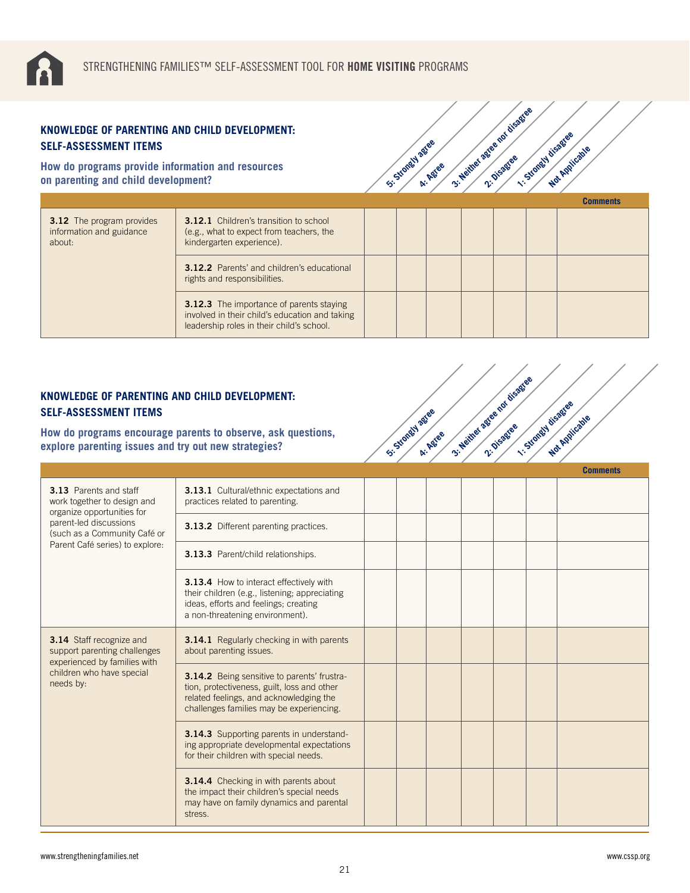## KNOWLEDGE OF PARENTING AND CHILD DEVELOPMENT: SELF-ASSESSMENT ITEMS

### How do programs provide information and resources on parenting and child development?

| | | 5: Strongly agree | 4: Agree | 3: Neither agree nor disagree | 2: Disagree | 1: Strongly disagree | Not Applicable | Comments |
|---|---|---|---|---|---|---|---|---|
| **3.12** The program provides information and guidance about: | **3.12.1** Children's transition to school (e.g., what to expect from teachers, the kindergarten experience). | | | | | | | |
| | **3.12.2** Parents' and children's educational rights and responsibilities. | | | | | | | |
| | **3.12.3** The importance of parents staying involved in their child's education and taking leadership roles in their child's school. | | | | | | | |

## KNOWLEDGE OF PARENTING AND CHILD DEVELOPMENT: SELF-ASSESSMENT ITEMS

### How do programs encourage parents to observe, ask questions, explore parenting issues and try out new strategies?

| | | 5: Strongly agree | 4: Agree | 3: Neither agree nor disagree | 2: Disagree | 1: Strongly disagree | Not Applicable | Comments |
|---|---|---|---|---|---|---|---|---|
| **3.13** Parents and staff work together to design and organize opportunities for parent-led discussions (such as a Community Café or Parent Café series) to explore: | **3.13.1** Cultural/ethnic expectations and practices related to parenting. | | | | | | | |
| | **3.13.2** Different parenting practices. | | | | | | | |
| | **3.13.3** Parent/child relationships. | | | | | | | |
| | **3.13.4** How to interact effectively with their children (e.g., listening; appreciating ideas, efforts and feelings; creating a non-threatening environment). | | | | | | | |
| **3.14** Staff recognize and support parenting challenges experienced by families with children who have special needs by: | **3.14.1** Regularly checking in with parents about parenting issues. | | | | | | | |
| | **3.14.2** Being sensitive to parents' frustration, protectiveness, guilt, loss and other related feelings, and acknowledging the challenges families may be experiencing. | | | | | | | |
| | **3.14.3** Supporting parents in understanding appropriate developmental expectations for their children with special needs. | | | | | | | |
| | **3.14.4** Checking in with parents about the impact their children's special needs may have on family dynamics and parental stress. | | | | | | | |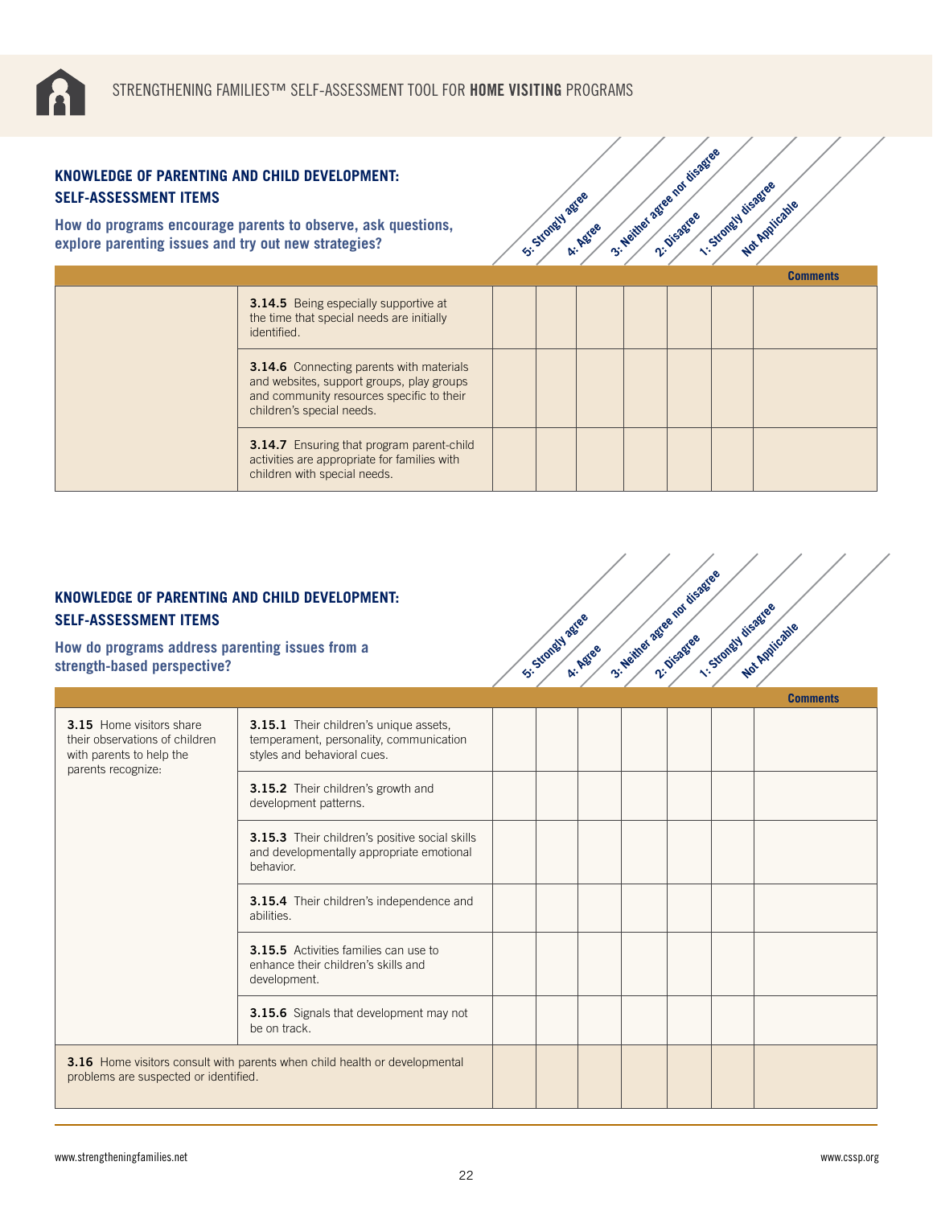## KNOWLEDGE OF PARENTING AND CHILD DEVELOPMENT: SELF-ASSESSMENT ITEMS

### How do programs encourage parents to observe, ask questions, explore parenting issues and try out new strategies?

| | | 5: Strongly agree | 4: Agree | 3: Neither agree nor disagree | 2: Disagree | 1: Strongly disagree | Not Applicable | Comments |
|---|---|---|---|---|---|---|---|---|
| | **3.14.5** Being especially supportive at the time that special needs are initially identified. | | | | | | | |
| | **3.14.6** Connecting parents with materials and websites, support groups, play groups and community resources specific to their children's special needs. | | | | | | | |
| | **3.14.7** Ensuring that program parent-child activities are appropriate for families with children with special needs. | | | | | | | |

## KNOWLEDGE OF PARENTING AND CHILD DEVELOPMENT: SELF-ASSESSMENT ITEMS

### How do programs address parenting issues from a strength-based perspective?

| | | 5: Strongly agree | 4: Agree | 3: Neither agree nor disagree | 2: Disagree | 1: Strongly disagree | Not Applicable | Comments |
|---|---|---|---|---|---|---|---|---|
| **3.15** Home visitors share their observations of children with parents to help the parents recognize: | **3.15.1** Their children's unique assets, temperament, personality, communication styles and behavioral cues. | | | | | | | |
| | **3.15.2** Their children's growth and development patterns. | | | | | | | |
| | **3.15.3** Their children's positive social skills and developmentally appropriate emotional behavior. | | | | | | | |
| | **3.15.4** Their children's independence and abilities. | | | | | | | |
| | **3.15.5** Activities families can use to enhance their children's skills and development. | | | | | | | |
| | **3.15.6** Signals that development may not be on track. | | | | | | | |
| **3.16** Home visitors consult with parents when child health or developmental problems are suspected or identified. | | | | | | | | |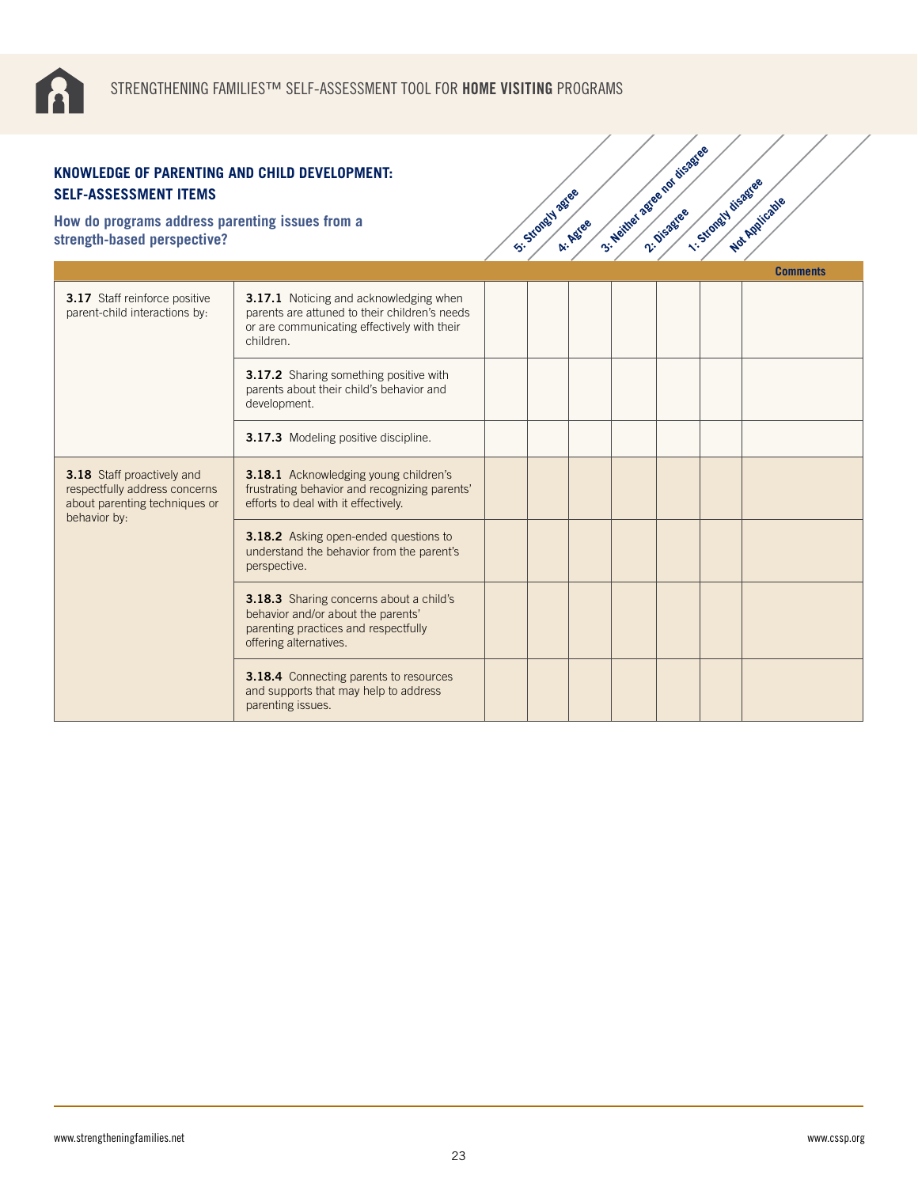## KNOWLEDGE OF PARENTING AND CHILD DEVELOPMENT: SELF-ASSESSMENT ITEMS

### How do programs address parenting issues from a strength-based perspective?

| | | 5: Strongly agree | 4: Agree | 3: Neither agree nor disagree | 2: Disagree | 1: Strongly disagree | Not Applicable | Comments |
|---|---|---|---|---|---|---|---|---|
| **3.17** Staff reinforce positive parent-child interactions by: | **3.17.1** Noticing and acknowledging when parents are attuned to their children's needs or are communicating effectively with their children. | | | | | | | |
| | **3.17.2** Sharing something positive with parents about their child's behavior and development. | | | | | | | |
| | **3.17.3** Modeling positive discipline. | | | | | | | |
| **3.18** Staff proactively and respectfully address concerns about parenting techniques or behavior by: | **3.18.1** Acknowledging young children's frustrating behavior and recognizing parents' efforts to deal with it effectively. | | | | | | | |
| | **3.18.2** Asking open-ended questions to understand the behavior from the parent's perspective. | | | | | | | |
| | **3.18.3** Sharing concerns about a child's behavior and/or about the parents' parenting practices and respectfully offering alternatives. | | | | | | | |
| | **3.18.4** Connecting parents to resources and supports that may help to address parenting issues. | | | | | | | |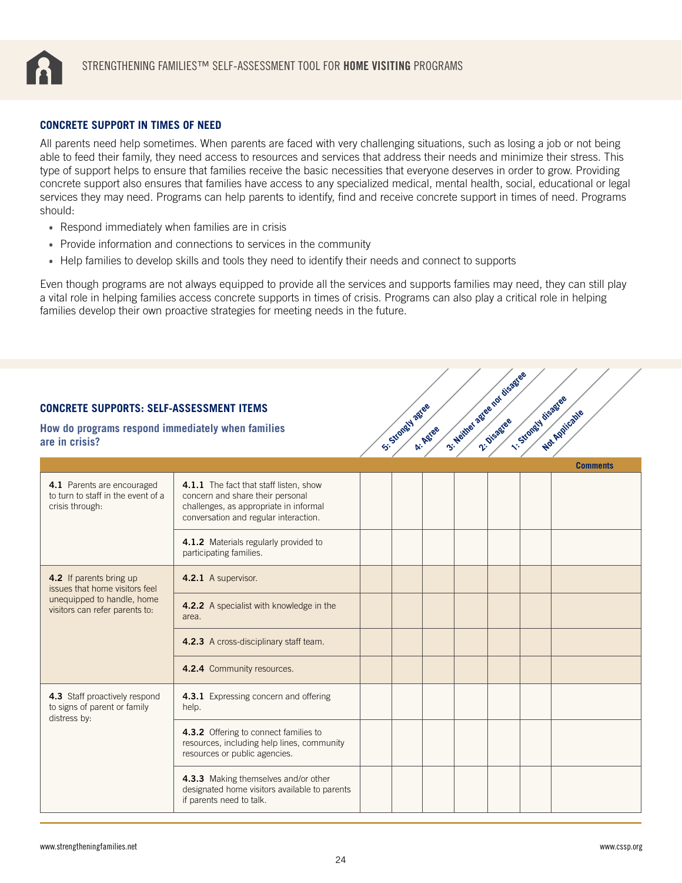## CONCRETE SUPPORT IN TIMES OF NEED

All parents need help sometimes. When parents are faced with very challenging situations, such as losing a job or not being able to feed their family, they need access to resources and services that address their needs and minimize their stress. This type of support helps to ensure that families receive the basic necessities that everyone deserves in order to grow. Providing concrete support also ensures that families have access to any specialized medical, mental health, social, educational or legal services they may need. Programs can help parents to identify, find and receive concrete support in times of need. Programs should:

- Respond immediately when families are in crisis
- Provide information and connections to services in the community
- Help families to develop skills and tools they need to identify their needs and connect to supports

Even though programs are not always equipped to provide all the services and supports families may need, they can still play a vital role in helping families access concrete supports in times of crisis. Programs can also play a critical role in helping families develop their own proactive strategies for meeting needs in the future.

## CONCRETE SUPPORTS: SELF-ASSESSMENT ITEMS

### How do programs respond immediately when families are in crisis?

| | | 5: Strongly agree | 4: Agree | 3: Neither agree nor disagree | 2: Disagree | 1: Strongly disagree | Not Applicable | Comments |
|---|---|---|---|---|---|---|---|---|
| **4.1** Parents are encouraged to turn to staff in the event of a crisis through: | **4.1.1** The fact that staff listen, show concern and share their personal challenges, as appropriate in informal conversation and regular interaction. | | | | | | | |
| | **4.1.2** Materials regularly provided to participating families. | | | | | | | |
| **4.2** If parents bring up issues that home visitors feel unequipped to handle, home visitors can refer parents to: | **4.2.1** A supervisor. | | | | | | | |
| | **4.2.2** A specialist with knowledge in the area. | | | | | | | |
| | **4.2.3** A cross-disciplinary staff team. | | | | | | | |
| | **4.2.4** Community resources. | | | | | | | |
| **4.3** Staff proactively respond to signs of parent or family distress by: | **4.3.1** Expressing concern and offering help. | | | | | | | |
| | **4.3.2** Offering to connect families to resources, including help lines, community resources or public agencies. | | | | | | | |
| | **4.3.3** Making themselves and/or other designated home visitors available to parents if parents need to talk. | | | | | | | |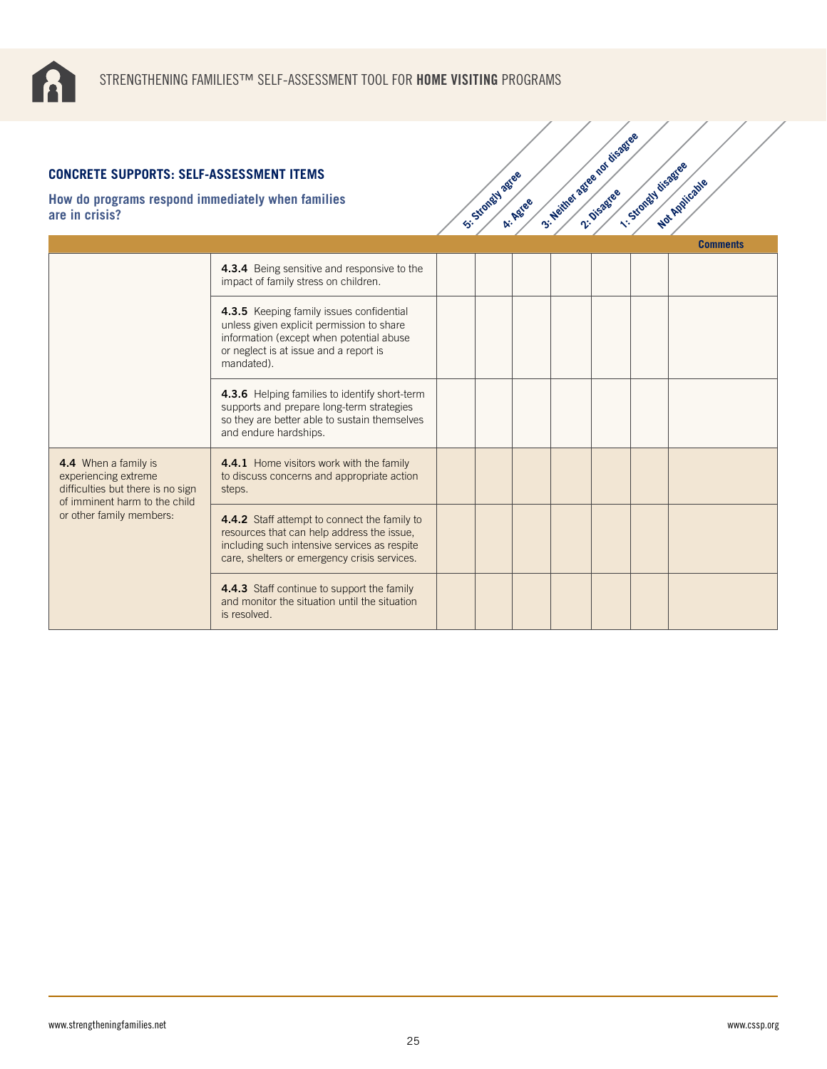## CONCRETE SUPPORTS: SELF-ASSESSMENT ITEMS

### How do programs respond immediately when families are in crisis?

| | | 5: Strongly agree | 4: Agree | 3: Neither agree nor disagree | 2: Disagree | 1: Strongly disagree | Not Applicable | Comments |
|---|---|---|---|---|---|---|---|---|
| | **4.3.4** Being sensitive and responsive to the impact of family stress on children. | | | | | | | |
| | **4.3.5** Keeping family issues confidential unless given explicit permission to share information (except when potential abuse or neglect is at issue and a report is mandated). | | | | | | | |
| | **4.3.6** Helping families to identify short-term supports and prepare long-term strategies so they are better able to sustain themselves and endure hardships. | | | | | | | |
| **4.4** When a family is experiencing extreme difficulties but there is no sign of imminent harm to the child or other family members: | **4.4.1** Home visitors work with the family to discuss concerns and appropriate action steps. | | | | | | | |
| | **4.4.2** Staff attempt to connect the family to resources that can help address the issue, including such intensive services as respite care, shelters or emergency crisis services. | | | | | | | |
| | **4.4.3** Staff continue to support the family and monitor the situation until the situation is resolved. | | | | | | | |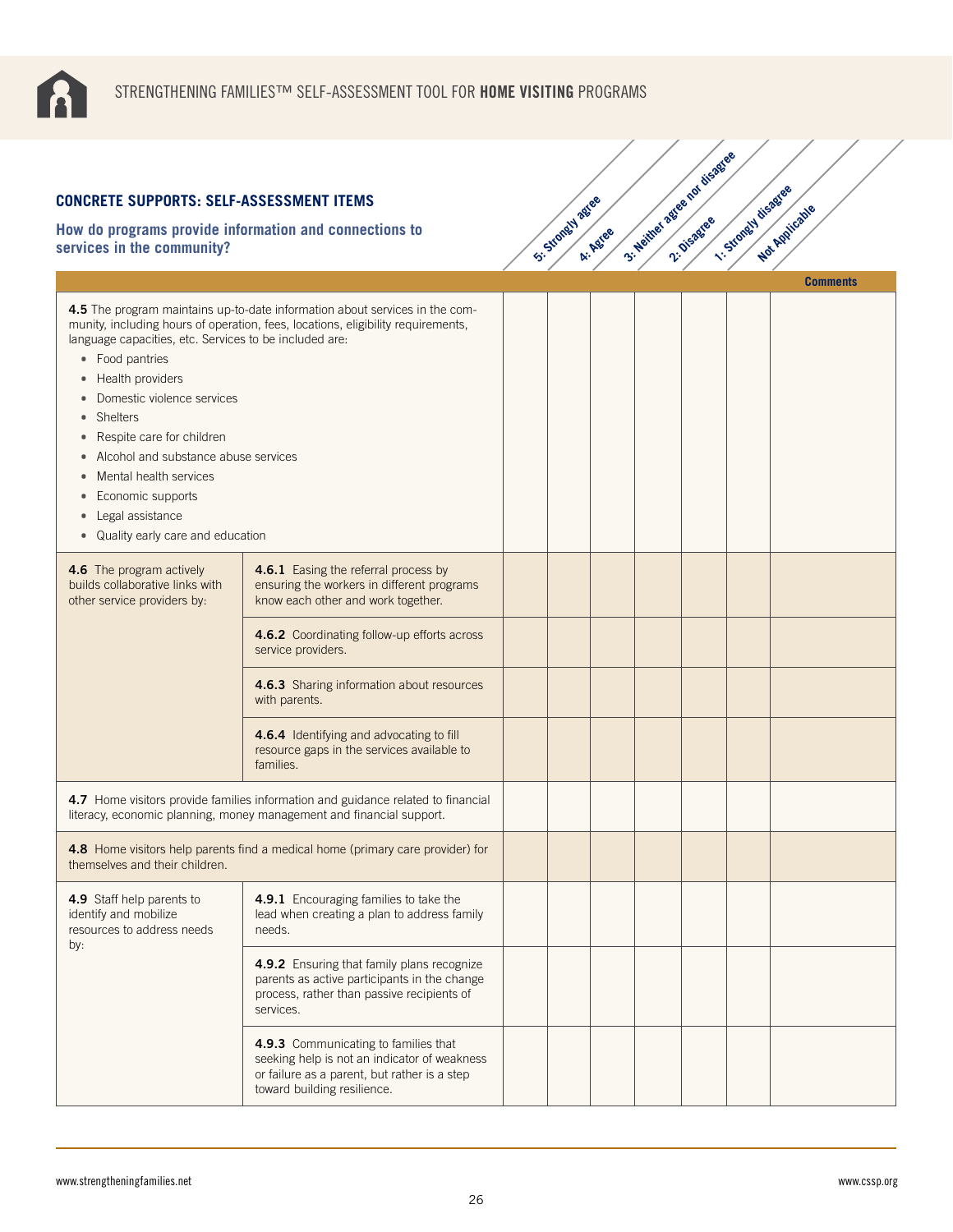## CONCRETE SUPPORTS: SELF-ASSESSMENT ITEMS

### How do programs provide information and connections to services in the community?

| Item | | 5: Strongly agree | 4: Agree | 3: Neither agree nor disagree | 2: Disagree | 1: Strongly disagree | Not Applicable | Comments |
|---|---|---|---|---|---|---|---|---|
| **4.5** The program maintains up-to-date information about services in the community, including hours of operation, fees, locations, eligibility requirements, language capacities, etc. Services to be included are: • Food pantries • Health providers • Domestic violence services • Shelters • Respite care for children • Alcohol and substance abuse services • Mental health services • Economic supports • Legal assistance • Quality early care and education | | | | | | | | |
| **4.6** The program actively builds collaborative links with other service providers by: | **4.6.1** Easing the referral process by ensuring the workers in different programs know each other and work together. | | | | | | | |
| | **4.6.2** Coordinating follow-up efforts across service providers. | | | | | | | |
| | **4.6.3** Sharing information about resources with parents. | | | | | | | |
| | **4.6.4** Identifying and advocating to fill resource gaps in the services available to families. | | | | | | | |
| **4.7** Home visitors provide families information and guidance related to financial literacy, economic planning, money management and financial support. | | | | | | | | |
| **4.8** Home visitors help parents find a medical home (primary care provider) for themselves and their children. | | | | | | | | |
| **4.9** Staff help parents to identify and mobilize resources to address needs by: | **4.9.1** Encouraging families to take the lead when creating a plan to address family needs. | | | | | | | |
| | **4.9.2** Ensuring that family plans recognize parents as active participants in the change process, rather than passive recipients of services. | | | | | | | |
| | **4.9.3** Communicating to families that seeking help is not an indicator of weakness or failure as a parent, but rather is a step toward building resilience. | | | | | | | |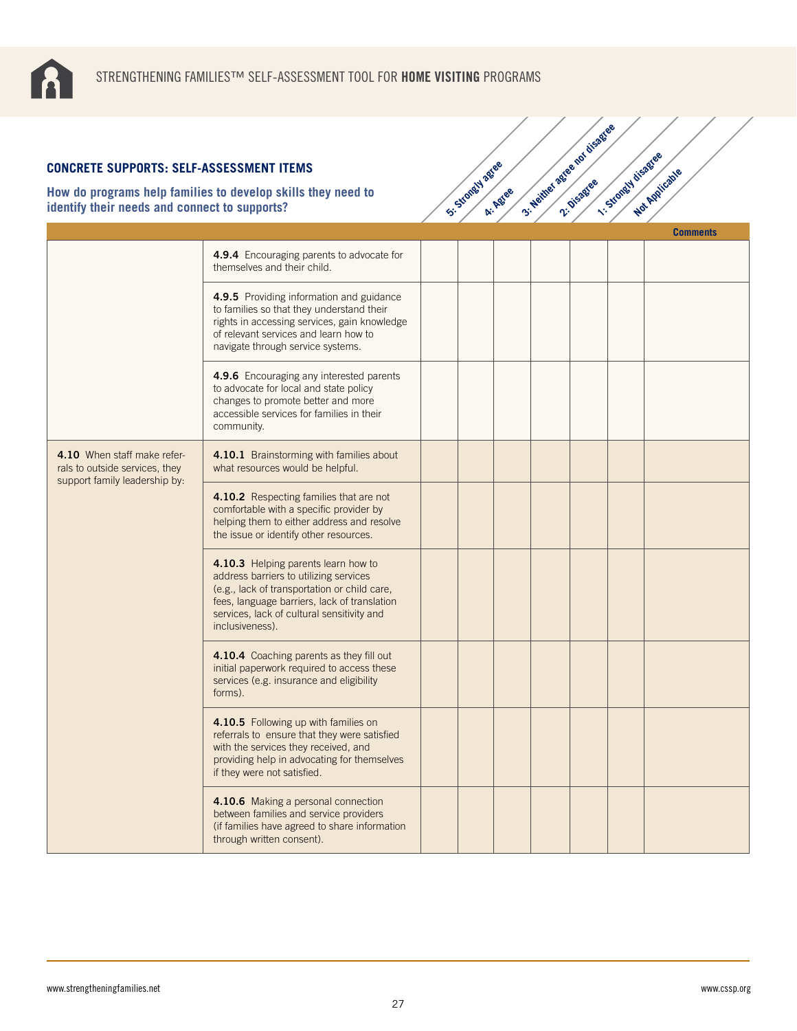## CONCRETE SUPPORTS: SELF-ASSESSMENT ITEMS

### How do programs help families to develop skills they need to identify their needs and connect to supports?

| | | 5: Strongly agree | 4: Agree | 3: Neither agree nor disagree | 2: Disagree | 1: Strongly disagree | Not Applicable | Comments |
|---|---|---|---|---|---|---|---|---|
| | **4.9.4** Encouraging parents to advocate for themselves and their child. | | | | | | | |
| | **4.9.5** Providing information and guidance to families so that they understand their rights in accessing services, gain knowledge of relevant services and learn how to navigate through service systems. | | | | | | | |
| | **4.9.6** Encouraging any interested parents to advocate for local and state policy changes to promote better and more accessible services for families in their community. | | | | | | | |
| **4.10** When staff make referrals to outside services, they support family leadership by: | **4.10.1** Brainstorming with families about what resources would be helpful. | | | | | | | |
| | **4.10.2** Respecting families that are not comfortable with a specific provider by helping them to either address and resolve the issue or identify other resources. | | | | | | | |
| | **4.10.3** Helping parents learn how to address barriers to utilizing services (e.g., lack of transportation or child care, fees, language barriers, lack of translation services, lack of cultural sensitivity and inclusiveness). | | | | | | | |
| | **4.10.4** Coaching parents as they fill out initial paperwork required to access these services (e.g. insurance and eligibility forms). | | | | | | | |
| | **4.10.5** Following up with families on referrals to ensure that they were satisfied with the services they received, and providing help in advocating for themselves if they were not satisfied. | | | | | | | |
| | **4.10.6** Making a personal connection between families and service providers (if families have agreed to share information through written consent). | | | | | | | |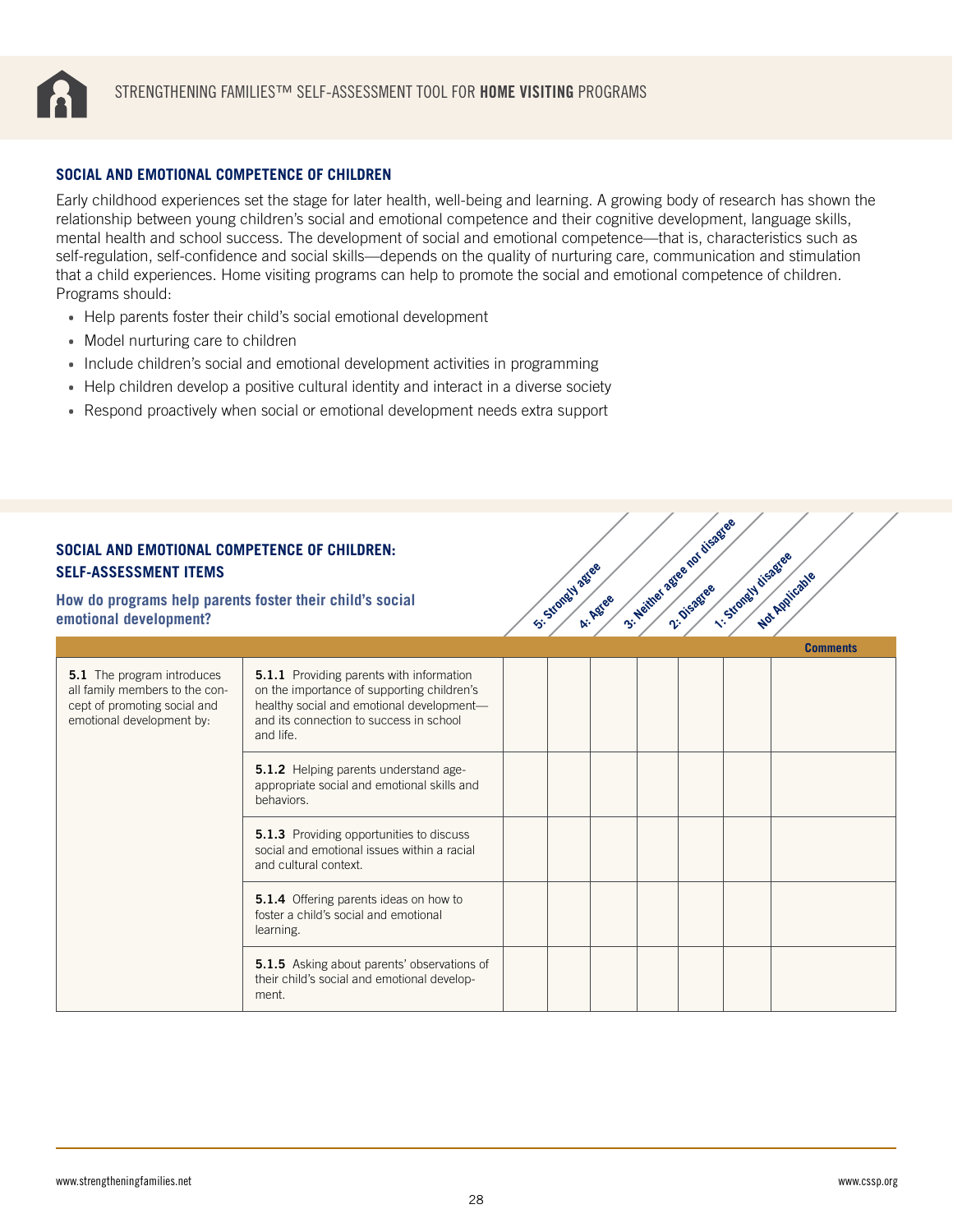## SOCIAL AND EMOTIONAL COMPETENCE OF CHILDREN

Early childhood experiences set the stage for later health, well-being and learning. A growing body of research has shown the relationship between young children's social and emotional competence and their cognitive development, language skills, mental health and school success. The development of social and emotional competence—that is, characteristics such as self-regulation, self-confidence and social skills—depends on the quality of nurturing care, communication and stimulation that a child experiences. Home visiting programs can help to promote the social and emotional competence of children. Programs should:

- Help parents foster their child's social emotional development
- Model nurturing care to children
- Include children's social and emotional development activities in programming
- Help children develop a positive cultural identity and interact in a diverse society
- Respond proactively when social or emotional development needs extra support

## SOCIAL AND EMOTIONAL COMPETENCE OF CHILDREN: SELF-ASSESSMENT ITEMS

### How do programs help parents foster their child's social emotional development?

| | | 5: Strongly agree | 4: Agree | 3: Neither agree nor disagree | 2: Disagree | 1: Strongly disagree | Not Applicable | Comments |
|---|---|---|---|---|---|---|---|---|
| **5.1** The program introduces all family members to the concept of promoting social and emotional development by: | **5.1.1** Providing parents with information on the importance of supporting children's healthy social and emotional development—and its connection to success in school and life. | | | | | | | |
| | **5.1.2** Helping parents understand age-appropriate social and emotional skills and behaviors. | | | | | | | |
| | **5.1.3** Providing opportunities to discuss social and emotional issues within a racial and cultural context. | | | | | | | |
| | **5.1.4** Offering parents ideas on how to foster a child's social and emotional learning. | | | | | | | |
| | **5.1.5** Asking about parents' observations of their child's social and emotional development. | | | | | | | |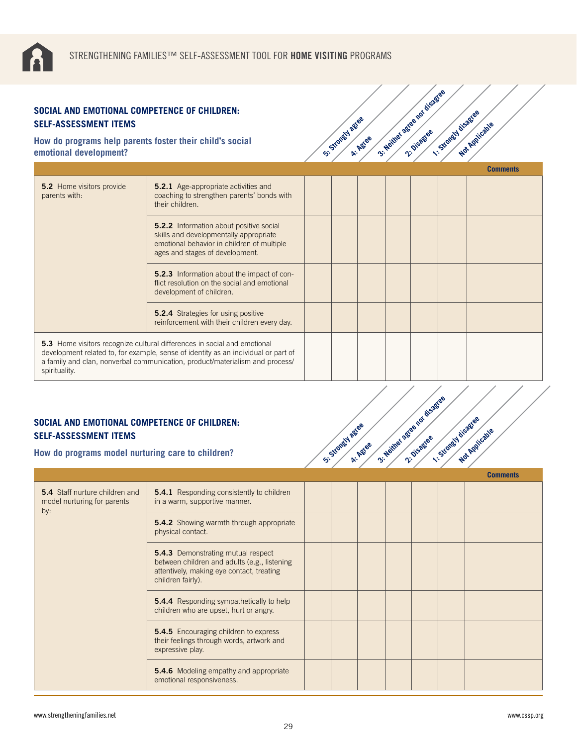## SOCIAL AND EMOTIONAL COMPETENCE OF CHILDREN: SELF-ASSESSMENT ITEMS

### How do programs help parents foster their child's social emotional development?

| | | 5: Strongly agree | 4: Agree | 3: Neither agree nor disagree | 2: Disagree | 1: Strongly disagree | Not Applicable | Comments |
|---|---|---|---|---|---|---|---|---|
| **5.2** Home visitors provide parents with: | **5.2.1** Age-appropriate activities and coaching to strengthen parents' bonds with their children. | | | | | | | |
| | **5.2.2** Information about positive social skills and developmentally appropriate emotional behavior in children of multiple ages and stages of development. | | | | | | | |
| | **5.2.3** Information about the impact of conflict resolution on the social and emotional development of children. | | | | | | | |
| | **5.2.4** Strategies for using positive reinforcement with their children every day. | | | | | | | |
| **5.3** Home visitors recognize cultural differences in social and emotional development related to, for example, sense of identity as an individual or part of a family and clan, nonverbal communication, product/materialism and process/spirituality. | | | | | | | | |

## SOCIAL AND EMOTIONAL COMPETENCE OF CHILDREN: SELF-ASSESSMENT ITEMS

### How do programs model nurturing care to children?

| | | 5: Strongly agree | 4: Agree | 3: Neither agree nor disagree | 2: Disagree | 1: Strongly disagree | Not Applicable | Comments |
|---|---|---|---|---|---|---|---|---|
| **5.4** Staff nurture children and model nurturing for parents by: | **5.4.1** Responding consistently to children in a warm, supportive manner. | | | | | | | |
| | **5.4.2** Showing warmth through appropriate physical contact. | | | | | | | |
| | **5.4.3** Demonstrating mutual respect between children and adults (e.g., listening attentively, making eye contact, treating children fairly). | | | | | | | |
| | **5.4.4** Responding sympathetically to help children who are upset, hurt or angry. | | | | | | | |
| | **5.4.5** Encouraging children to express their feelings through words, artwork and expressive play. | | | | | | | |
| | **5.4.6** Modeling empathy and appropriate emotional responsiveness. | | | | | | | |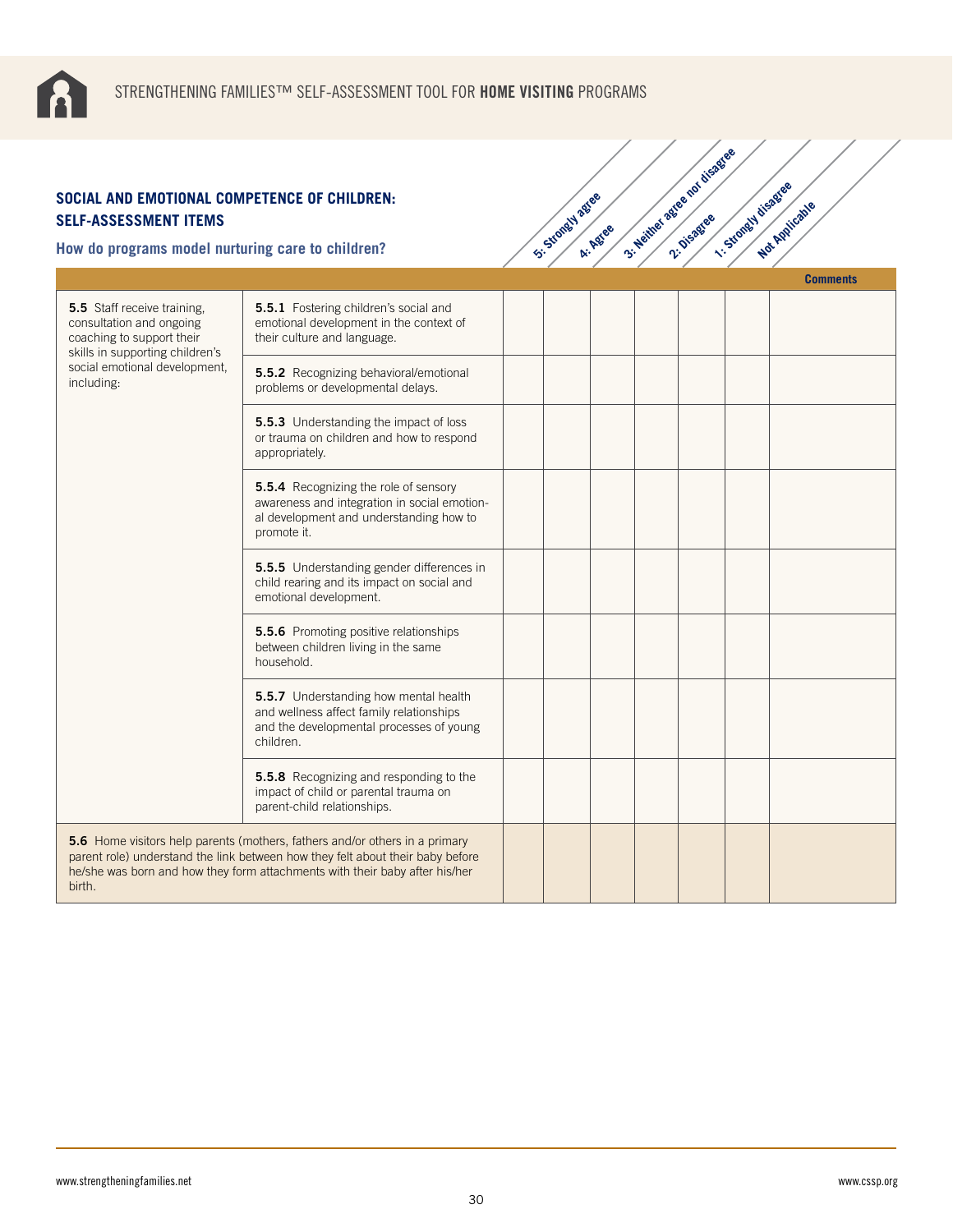## SOCIAL AND EMOTIONAL COMPETENCE OF CHILDREN: SELF-ASSESSMENT ITEMS

### How do programs model nurturing care to children?

| | | 5: Strongly agree | 4: Agree | 3: Neither agree nor disagree | 2: Disagree | 1: Strongly disagree | Not Applicable | Comments |
|---|---|---|---|---|---|---|---|---|
| **5.5** Staff receive training, consultation and ongoing coaching to support their skills in supporting children's social emotional development, including: | **5.5.1** Fostering children's social and emotional development in the context of their culture and language. | | | | | | | |
| | **5.5.2** Recognizing behavioral/emotional problems or developmental delays. | | | | | | | |
| | **5.5.3** Understanding the impact of loss or trauma on children and how to respond appropriately. | | | | | | | |
| | **5.5.4** Recognizing the role of sensory awareness and integration in social emotional development and understanding how to promote it. | | | | | | | |
| | **5.5.5** Understanding gender differences in child rearing and its impact on social and emotional development. | | | | | | | |
| | **5.5.6** Promoting positive relationships between children living in the same household. | | | | | | | |
| | **5.5.7** Understanding how mental health and wellness affect family relationships and the developmental processes of young children. | | | | | | | |
| | **5.5.8** Recognizing and responding to the impact of child or parental trauma on parent-child relationships. | | | | | | | |
| **5.6** Home visitors help parents (mothers, fathers and/or others in a primary parent role) understand the link between how they felt about their baby before he/she was born and how they form attachments with their baby after his/her birth. | | | | | | | | |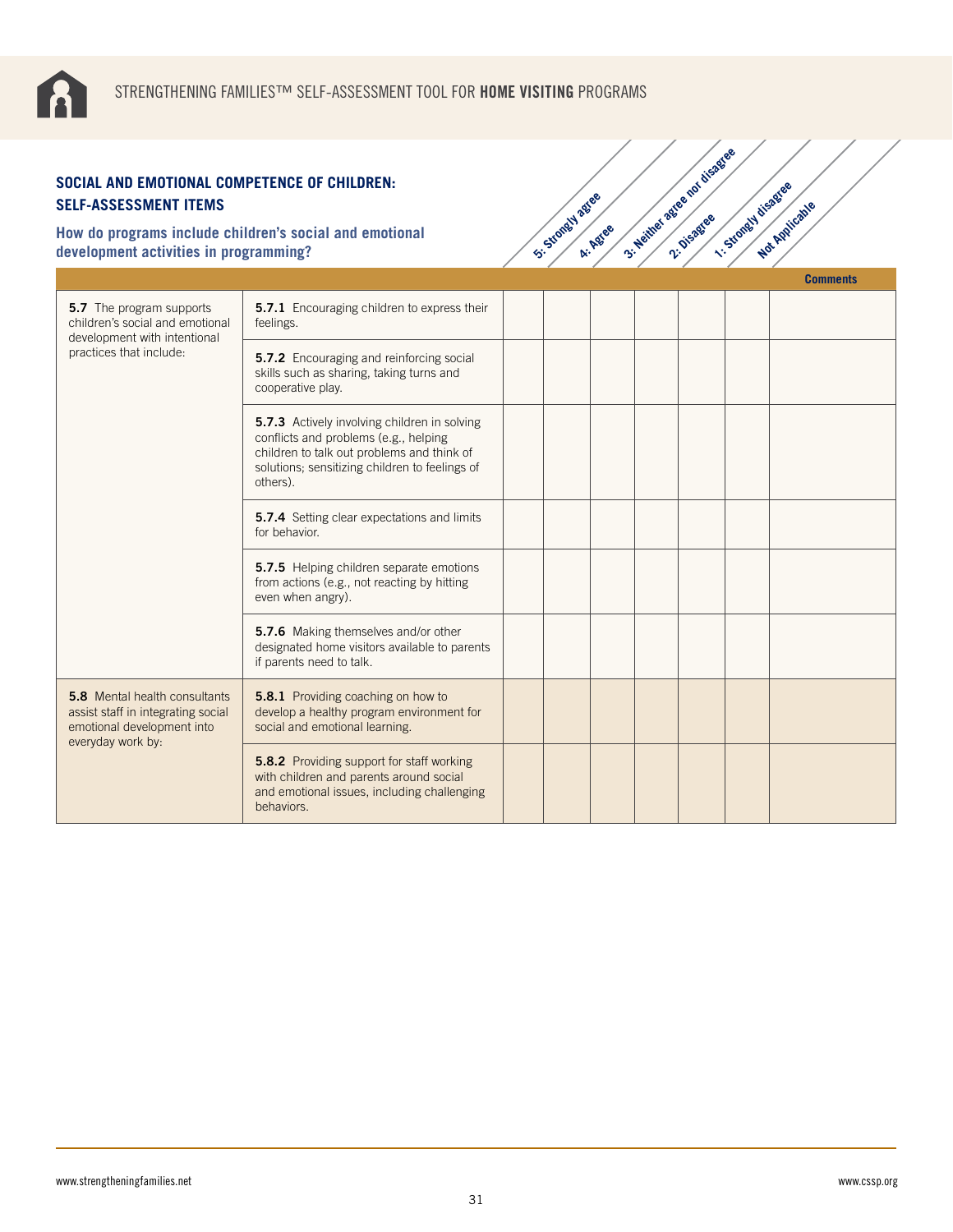## SOCIAL AND EMOTIONAL COMPETENCE OF CHILDREN: SELF-ASSESSMENT ITEMS

### How do programs include children's social and emotional development activities in programming?

| | | 5: Strongly agree | 4: Agree | 3: Neither agree nor disagree | 2: Disagree | 1: Strongly disagree | Not Applicable | Comments |
|---|---|---|---|---|---|---|---|---|
| **5.7** The program supports children's social and emotional development with intentional practices that include: | **5.7.1** Encouraging children to express their feelings. | | | | | | | |
| | **5.7.2** Encouraging and reinforcing social skills such as sharing, taking turns and cooperative play. | | | | | | | |
| | **5.7.3** Actively involving children in solving conflicts and problems (e.g., helping children to talk out problems and think of solutions; sensitizing children to feelings of others). | | | | | | | |
| | **5.7.4** Setting clear expectations and limits for behavior. | | | | | | | |
| | **5.7.5** Helping children separate emotions from actions (e.g., not reacting by hitting even when angry). | | | | | | | |
| | **5.7.6** Making themselves and/or other designated home visitors available to parents if parents need to talk. | | | | | | | |
| **5.8** Mental health consultants assist staff in integrating social emotional development into everyday work by: | **5.8.1** Providing coaching on how to develop a healthy program environment for social and emotional learning. | | | | | | | |
| | **5.8.2** Providing support for staff working with children and parents around social and emotional issues, including challenging behaviors. | | | | | | | |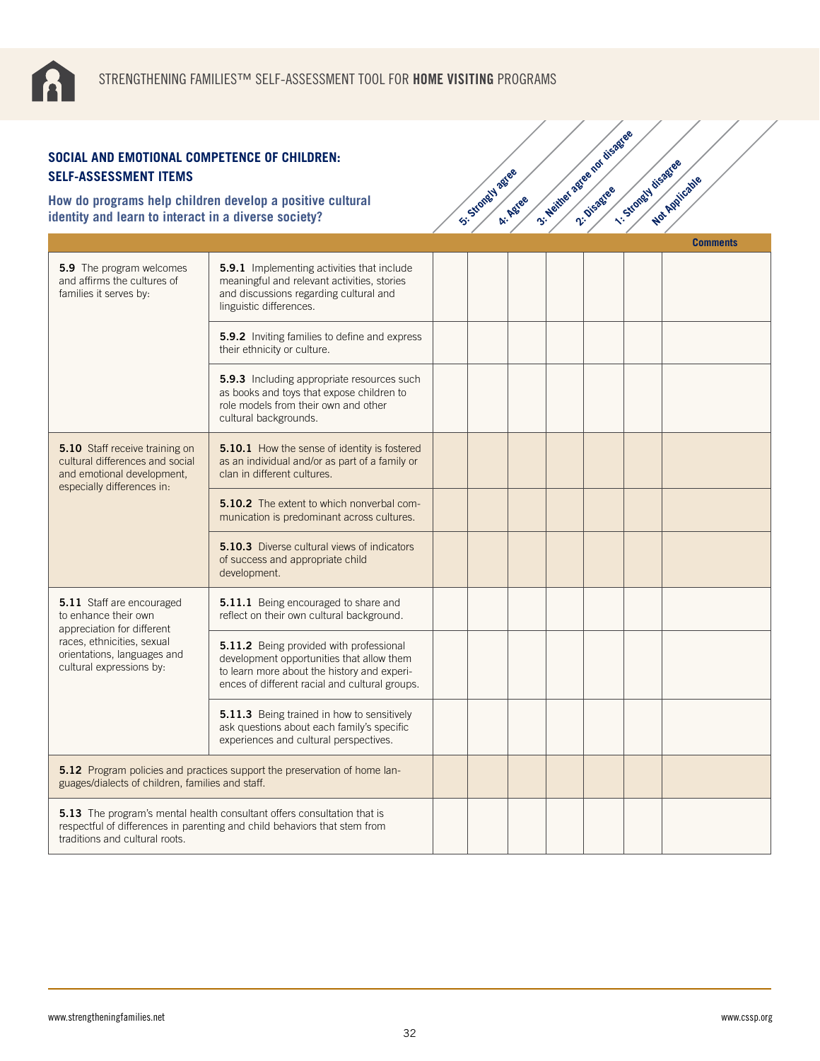## SOCIAL AND EMOTIONAL COMPETENCE OF CHILDREN: SELF-ASSESSMENT ITEMS

### How do programs help children develop a positive cultural identity and learn to interact in a diverse society?

| | | 5: Strongly agree | 4: Agree | 3: Neither agree nor disagree | 2: Disagree | 1: Strongly disagree | Not Applicable | Comments |
|---|---|---|---|---|---|---|---|---|
| **5.9** The program welcomes and affirms the cultures of families it serves by: | **5.9.1** Implementing activities that include meaningful and relevant activities, stories and discussions regarding cultural and linguistic differences. | | | | | | | |
| | **5.9.2** Inviting families to define and express their ethnicity or culture. | | | | | | | |
| | **5.9.3** Including appropriate resources such as books and toys that expose children to role models from their own and other cultural backgrounds. | | | | | | | |
| **5.10** Staff receive training on cultural differences and social and emotional development, especially differences in: | **5.10.1** How the sense of identity is fostered as an individual and/or as part of a family or clan in different cultures. | | | | | | | |
| | **5.10.2** The extent to which nonverbal communication is predominant across cultures. | | | | | | | |
| | **5.10.3** Diverse cultural views of indicators of success and appropriate child development. | | | | | | | |
| **5.11** Staff are encouraged to enhance their own appreciation for different races, ethnicities, sexual orientations, languages and cultural expressions by: | **5.11.1** Being encouraged to share and reflect on their own cultural background. | | | | | | | |
| | **5.11.2** Being provided with professional development opportunities that allow them to learn more about the history and experiences of different racial and cultural groups. | | | | | | | |
| | **5.11.3** Being trained in how to sensitively ask questions about each family's specific experiences and cultural perspectives. | | | | | | | |
| **5.12** Program policies and practices support the preservation of home languages/dialects of children, families and staff. | | | | | | | | |
| **5.13** The program's mental health consultant offers consultation that is respectful of differences in parenting and child behaviors that stem from traditions and cultural roots. | | | | | | | | |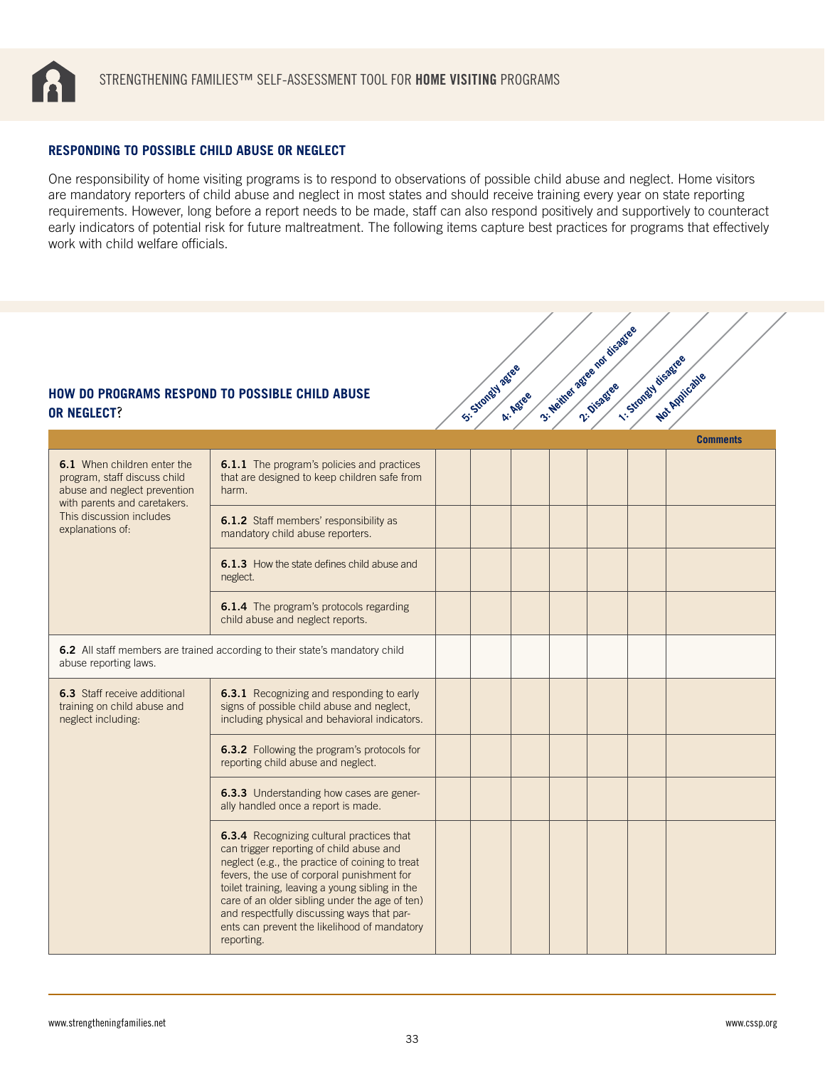## RESPONDING TO POSSIBLE CHILD ABUSE OR NEGLECT

One responsibility of home visiting programs is to respond to observations of possible child abuse and neglect. Home visitors are mandatory reporters of child abuse and neglect in most states and should receive training every year on state reporting requirements. However, long before a report needs to be made, staff can also respond positively and supportively to counteract early indicators of potential risk for future maltreatment. The following items capture best practices for programs that effectively work with child welfare officials.

## HOW DO PROGRAMS RESPOND TO POSSIBLE CHILD ABUSE OR NEGLECT?

| | | 5: Strongly agree | 4: Agree | 3: Neither agree nor disagree | 2: Disagree | 1: Strongly disagree | Not Applicable | Comments |
|---|---|---|---|---|---|---|---|---|
| **6.1** When children enter the program, staff discuss child abuse and neglect prevention with parents and caretakers. This discussion includes explanations of: | **6.1.1** The program's policies and practices that are designed to keep children safe from harm. | | | | | | | |
| | **6.1.2** Staff members' responsibility as mandatory child abuse reporters. | | | | | | | |
| | **6.1.3** How the state defines child abuse and neglect. | | | | | | | |
| | **6.1.4** The program's protocols regarding child abuse and neglect reports. | | | | | | | |
| **6.2** All staff members are trained according to their state's mandatory child abuse reporting laws. | | | | | | | | |
| **6.3** Staff receive additional training on child abuse and neglect including: | **6.3.1** Recognizing and responding to early signs of possible child abuse and neglect, including physical and behavioral indicators. | | | | | | | |
| | **6.3.2** Following the program's protocols for reporting child abuse and neglect. | | | | | | | |
| | **6.3.3** Understanding how cases are generally handled once a report is made. | | | | | | | |
| | **6.3.4** Recognizing cultural practices that can trigger reporting of child abuse and neglect (e.g., the practice of coining to treat fevers, the use of corporal punishment for toilet training, leaving a young sibling in the care of an older sibling under the age of ten) and respectfully discussing ways that parents can prevent the likelihood of mandatory reporting. | | | | | | | |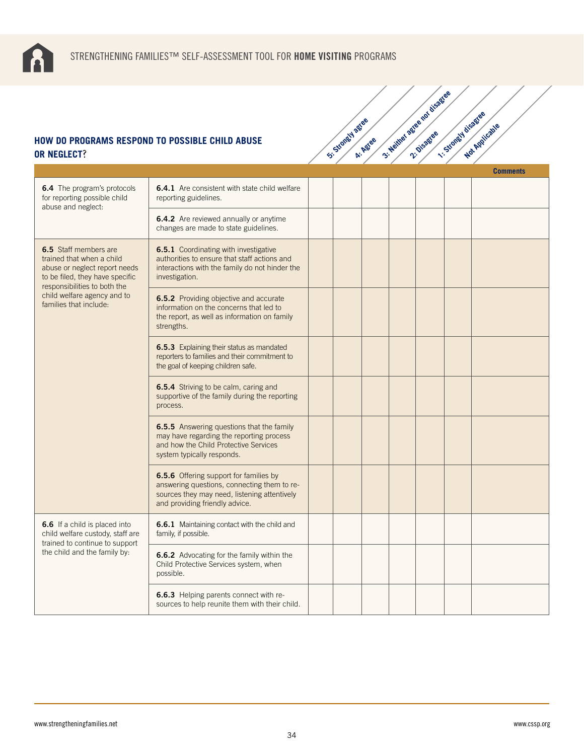## HOW DO PROGRAMS RESPOND TO POSSIBLE CHILD ABUSE OR NEGLECT?

| | | 5: Strongly agree | 4: Agree | 3: Neither agree nor disagree | 2: Disagree | 1: Strongly disagree | Not Applicable | Comments |
|---|---|---|---|---|---|---|---|---|
| **6.4** The program's protocols for reporting possible child abuse and neglect: | **6.4.1** Are consistent with state child welfare reporting guidelines. | | | | | | | |
| | **6.4.2** Are reviewed annually or anytime changes are made to state guidelines. | | | | | | | |
| **6.5** Staff members are trained that when a child abuse or neglect report needs to be filed, they have specific responsibilities to both the child welfare agency and to families that include: | **6.5.1** Coordinating with investigative authorities to ensure that staff actions and interactions with the family do not hinder the investigation. | | | | | | | |
| | **6.5.2** Providing objective and accurate information on the concerns that led to the report, as well as information on family strengths. | | | | | | | |
| | **6.5.3** Explaining their status as mandated reporters to families and their commitment to the goal of keeping children safe. | | | | | | | |
| | **6.5.4** Striving to be calm, caring and supportive of the family during the reporting process. | | | | | | | |
| | **6.5.5** Answering questions that the family may have regarding the reporting process and how the Child Protective Services system typically responds. | | | | | | | |
| | **6.5.6** Offering support for families by answering questions, connecting them to resources they may need, listening attentively and providing friendly advice. | | | | | | | |
| **6.6** If a child is placed into child welfare custody, staff are trained to continue to support the child and the family by: | **6.6.1** Maintaining contact with the child and family, if possible. | | | | | | | |
| | **6.6.2** Advocating for the family within the Child Protective Services system, when possible. | | | | | | | |
| | **6.6.3** Helping parents connect with resources to help reunite them with their child. | | | | | | | |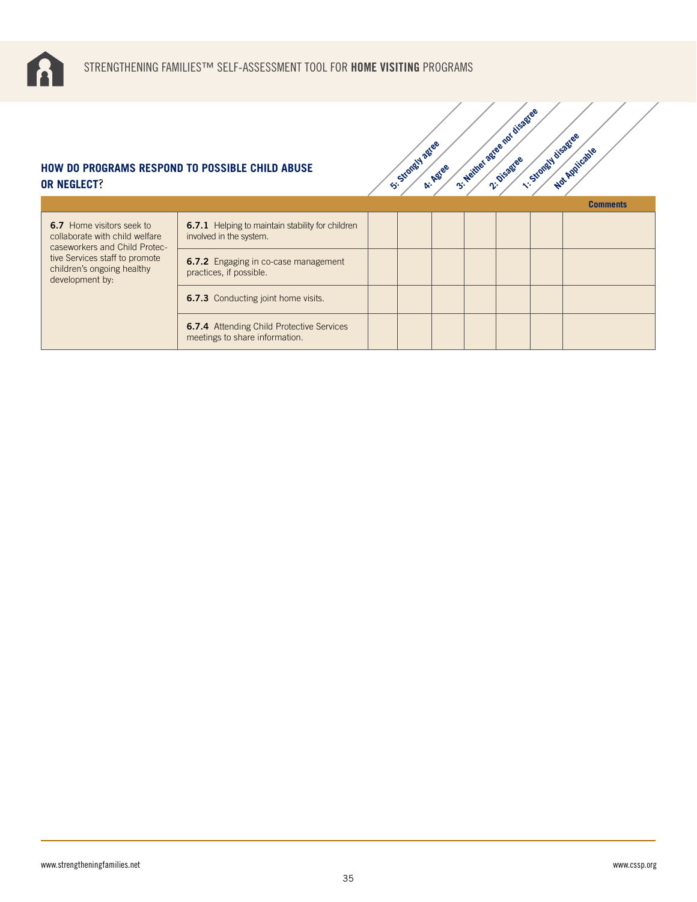## HOW DO PROGRAMS RESPOND TO POSSIBLE CHILD ABUSE OR NEGLECT?

| | | 5: Strongly agree | 4: Agree | 3: Neither agree nor disagree | 2: Disagree | 1: Strongly disagree | Not Applicable | Comments |
|---|---|---|---|---|---|---|---|---|
| **6.7** Home visitors seek to collaborate with child welfare caseworkers and Child Protective Services staff to promote children's ongoing healthy development by: | **6.7.1** Helping to maintain stability for children involved in the system. | | | | | | | |
| | **6.7.2** Engaging in co-case management practices, if possible. | | | | | | | |
| | **6.7.3** Conducting joint home visits. | | | | | | | |
| | **6.7.4** Attending Child Protective Services meetings to share information. | | | | | | | |